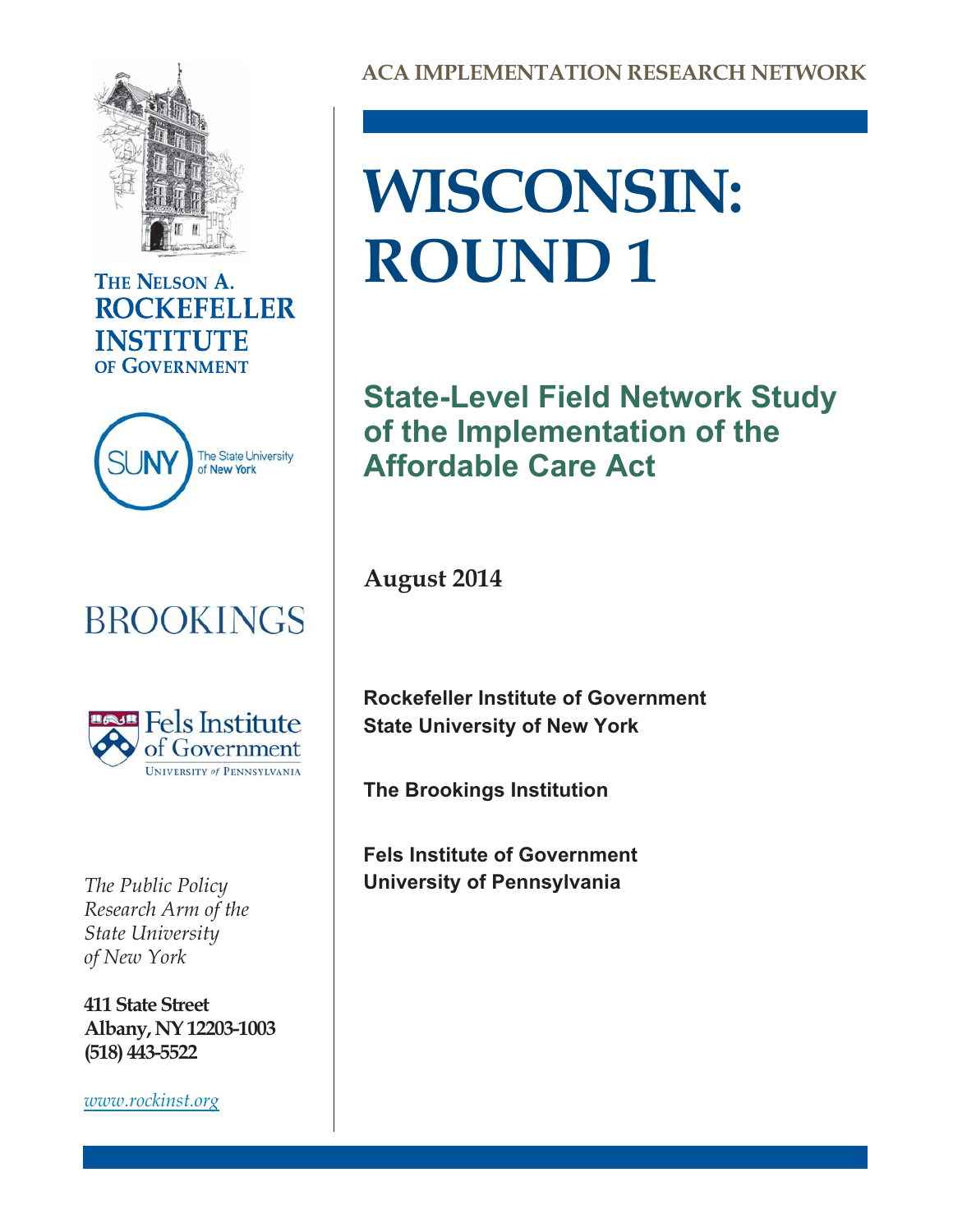ACA IMPLEMENTATION RESEARCH NETWORK

# WISCONSIN: ROUND 1

## State-Level Field Network Study of the Implementation of the Affordable Care Act

**August 2014**

**Rockefeller Institute of Government**
**State University of New York**

**The Brookings Institution**

**Fels Institute of Government**
**University of Pennsylvania**

THE NELSON A. ROCKEFELLER INSTITUTE OF GOVERNMENT

SUNY The State University of New York

BROOKINGS

Fels Institute of Government
UNIVERSITY of PENNSYLVANIA

*The Public Policy Research Arm of the State University of New York*

**411 State Street**
**Albany, NY 12203-1003**
**(518) 443-5522**

*www.rockinst.org*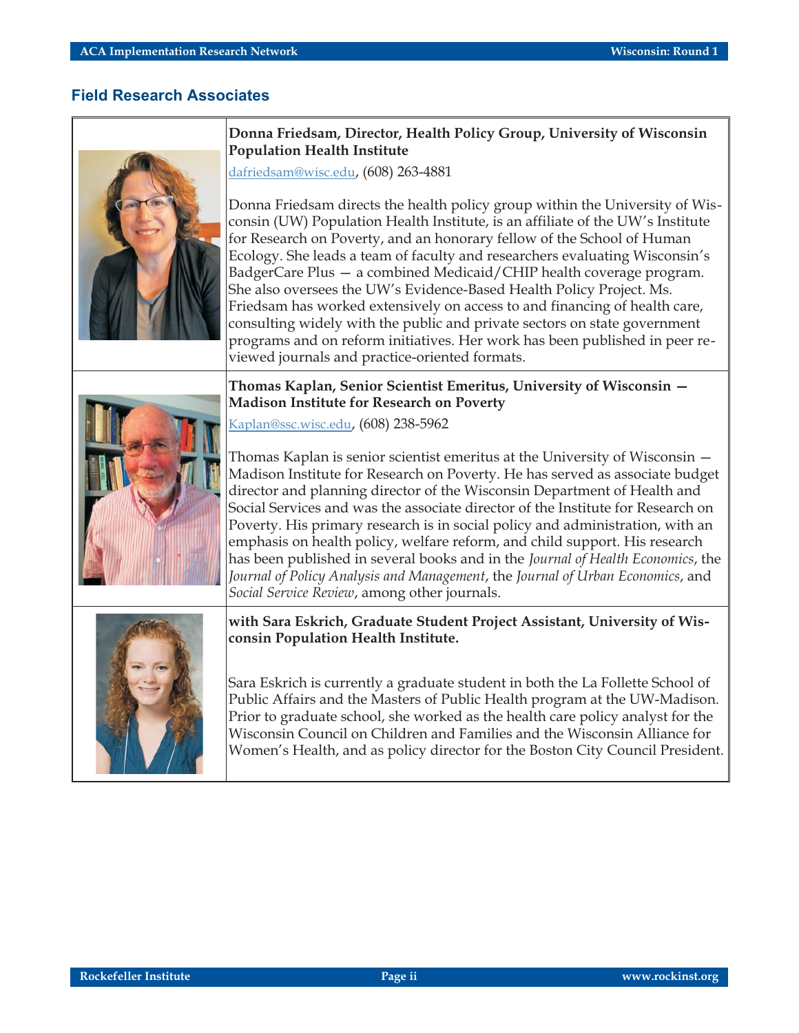## Field Research Associates

**Donna Friedsam, Director, Health Policy Group, University of Wisconsin Population Health Institute**

dafriedsam@wisc.edu, (608) 263-4881

Donna Friedsam directs the health policy group within the University of Wisconsin (UW) Population Health Institute, is an affiliate of the UW's Institute for Research on Poverty, and an honorary fellow of the School of Human Ecology. She leads a team of faculty and researchers evaluating Wisconsin's BadgerCare Plus — a combined Medicaid/CHIP health coverage program. She also oversees the UW's Evidence-Based Health Policy Project. Ms. Friedsam has worked extensively on access to and financing of health care, consulting widely with the public and private sectors on state government programs and on reform initiatives. Her work has been published in peer reviewed journals and practice-oriented formats.

**Thomas Kaplan, Senior Scientist Emeritus, University of Wisconsin — Madison Institute for Research on Poverty**

Kaplan@ssc.wisc.edu, (608) 238-5962

Thomas Kaplan is senior scientist emeritus at the University of Wisconsin — Madison Institute for Research on Poverty. He has served as associate budget director and planning director of the Wisconsin Department of Health and Social Services and was the associate director of the Institute for Research on Poverty. His primary research is in social policy and administration, with an emphasis on health policy, welfare reform, and child support. His research has been published in several books and in the *Journal of Health Economics*, the *Journal of Policy Analysis and Management*, the *Journal of Urban Economics*, and *Social Service Review*, among other journals.

**with Sara Eskrich, Graduate Student Project Assistant, University of Wisconsin Population Health Institute.**

Sara Eskrich is currently a graduate student in both the La Follette School of Public Affairs and the Masters of Public Health program at the UW-Madison. Prior to graduate school, she worked as the health care policy analyst for the Wisconsin Council on Children and Families and the Wisconsin Alliance for Women's Health, and as policy director for the Boston City Council President.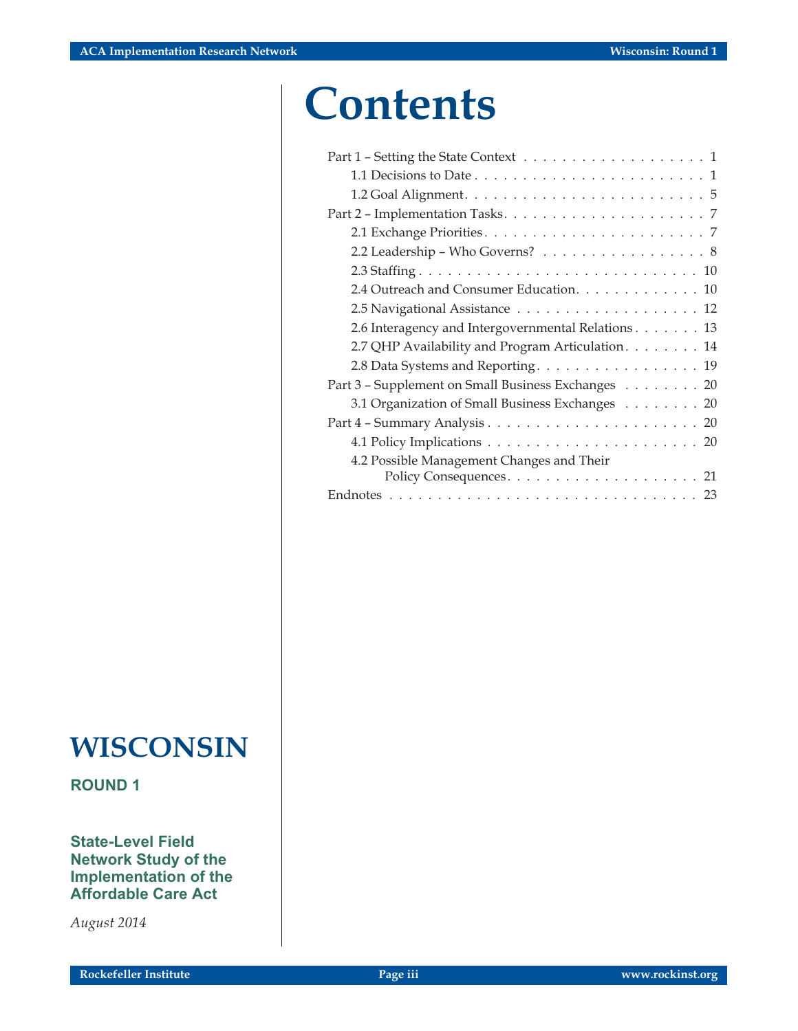# Contents

Part 1 – Setting the State Context . . . . . . . . . . . . . . . . . . . 1
- 1.1 Decisions to Date . . . . . . . . . . . . . . . . . . . . . . . . 1
- 1.2 Goal Alignment . . . . . . . . . . . . . . . . . . . . . . . . . 5

Part 2 – Implementation Tasks . . . . . . . . . . . . . . . . . . . . . 7
- 2.1 Exchange Priorities . . . . . . . . . . . . . . . . . . . . . . . 7
- 2.2 Leadership – Who Governs? . . . . . . . . . . . . . . . . . . 8
- 2.3 Staffing . . . . . . . . . . . . . . . . . . . . . . . . . . . . 10
- 2.4 Outreach and Consumer Education . . . . . . . . . . . . . 10
- 2.5 Navigational Assistance . . . . . . . . . . . . . . . . . . . 12
- 2.6 Interagency and Intergovernmental Relations . . . . . . . 13
- 2.7 QHP Availability and Program Articulation . . . . . . . . 14
- 2.8 Data Systems and Reporting . . . . . . . . . . . . . . . . . 19

Part 3 – Supplement on Small Business Exchanges . . . . . . . . 20
- 3.1 Organization of Small Business Exchanges . . . . . . . . 20

Part 4 – Summary Analysis . . . . . . . . . . . . . . . . . . . . . . 20
- 4.1 Policy Implications . . . . . . . . . . . . . . . . . . . . . . 20
- 4.2 Possible Management Changes and Their Policy Consequences . . . . . . . . . . . . . . . . . . . . 21

Endnotes . . . . . . . . . . . . . . . . . . . . . . . . . . . . . . . . 23

# WISCONSIN

**ROUND 1**

**State-Level Field Network Study of the Implementation of the Affordable Care Act**

*August 2014*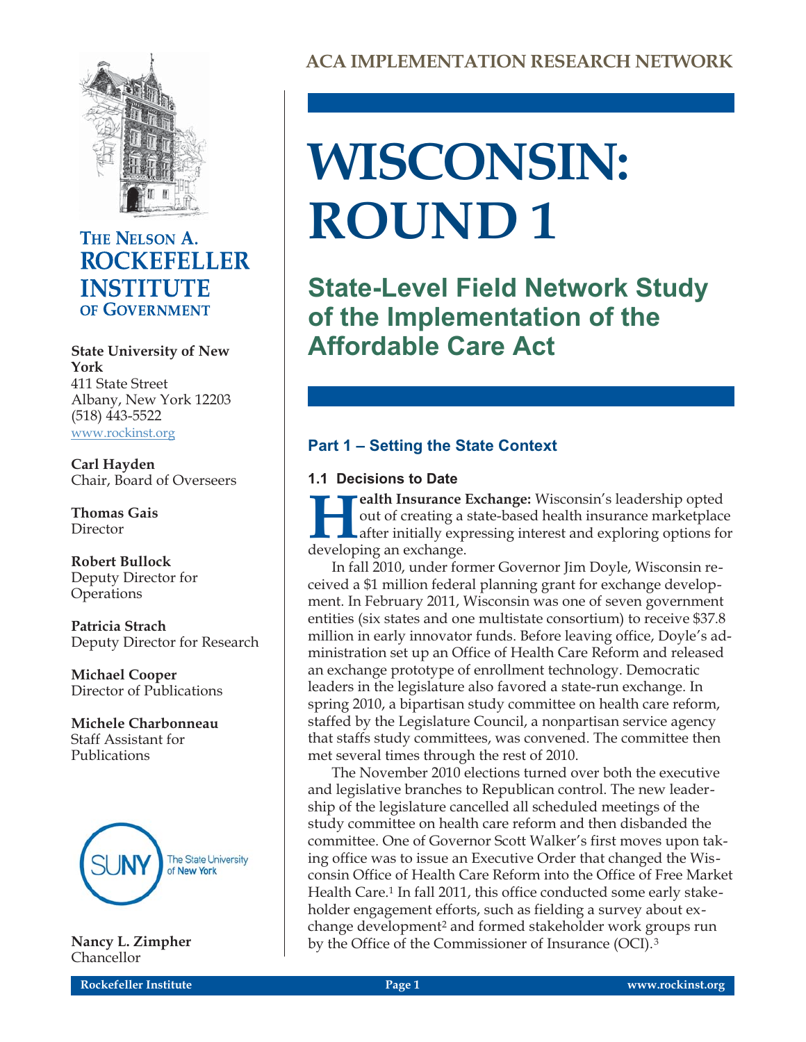ACA IMPLEMENTATION RESEARCH NETWORK

# WISCONSIN: ROUND 1

## State-Level Field Network Study of the Implementation of the Affordable Care Act

THE NELSON A. ROCKEFELLER INSTITUTE OF GOVERNMENT

**State University of New York**
411 State Street
Albany, New York 12203
(518) 443-5522
www.rockinst.org

**Carl Hayden**
Chair, Board of Overseers

**Thomas Gais**
Director

**Robert Bullock**
Deputy Director for Operations

**Patricia Strach**
Deputy Director for Research

**Michael Cooper**
Director of Publications

**Michele Charbonneau**
Staff Assistant for Publications

**Nancy L. Zimpher**
Chancellor

### Part 1 – Setting the State Context

#### 1.1 Decisions to Date

**Health Insurance Exchange:** Wisconsin's leadership opted out of creating a state-based health insurance marketplace after initially expressing interest and exploring options for developing an exchange.

In fall 2010, under former Governor Jim Doyle, Wisconsin received a $1 million federal planning grant for exchange development. In February 2011, Wisconsin was one of seven government entities (six states and one multistate consortium) to receive $37.8 million in early innovator funds. Before leaving office, Doyle's administration set up an Office of Health Care Reform and released an exchange prototype of enrollment technology. Democratic leaders in the legislature also favored a state-run exchange. In spring 2010, a bipartisan study committee on health care reform, staffed by the Legislature Council, a nonpartisan service agency that staffs study committees, was convened. The committee then met several times through the rest of 2010.

The November 2010 elections turned over both the executive and legislative branches to Republican control. The new leadership of the legislature cancelled all scheduled meetings of the study committee on health care reform and then disbanded the committee. One of Governor Scott Walker's first moves upon taking office was to issue an Executive Order that changed the Wisconsin Office of Health Care Reform into the Office of Free Market Health Care.[1] In fall 2011, this office conducted some early stakeholder engagement efforts, such as fielding a survey about exchange development[2] and formed stakeholder work groups run by the Office of the Commissioner of Insurance (OCI).[3]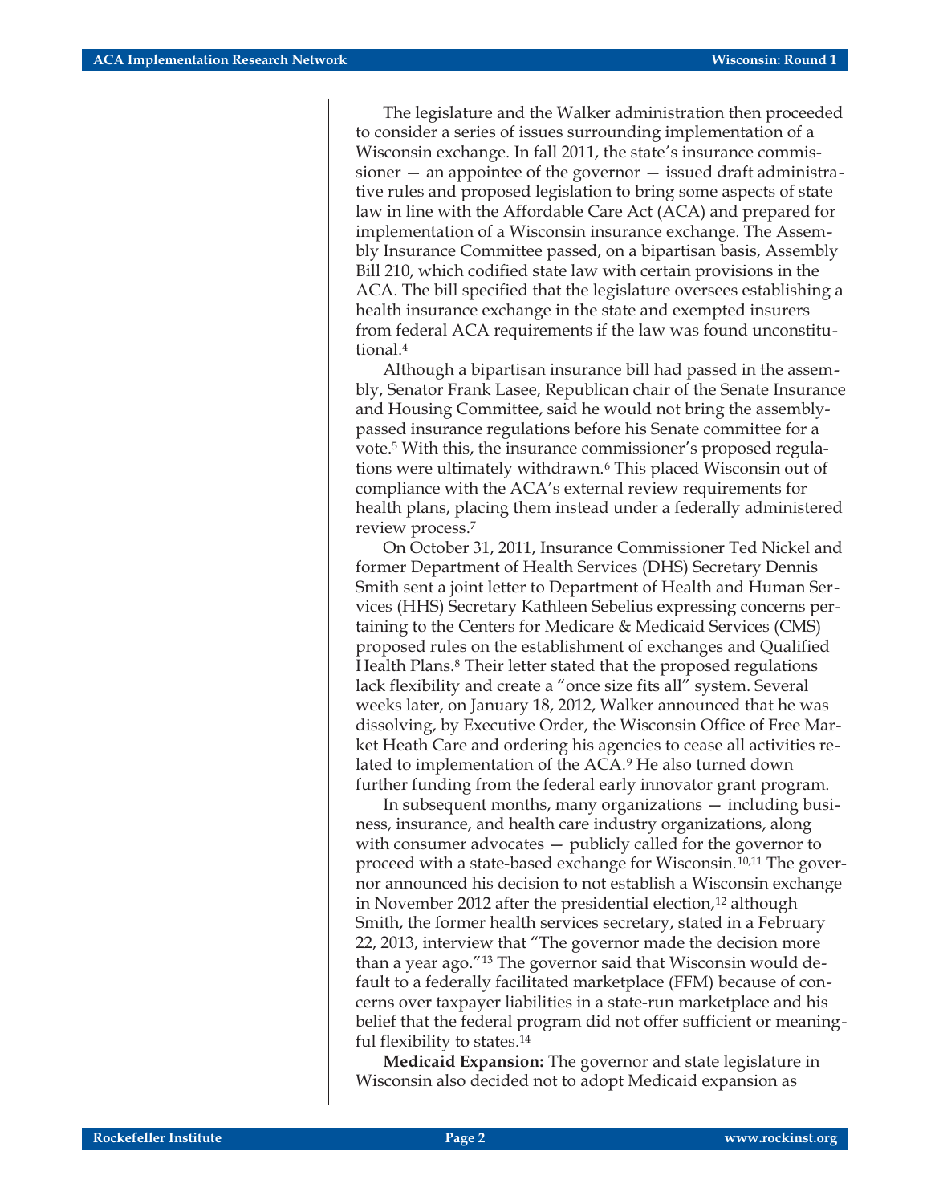The legislature and the Walker administration then proceeded to consider a series of issues surrounding implementation of a Wisconsin exchange. In fall 2011, the state's insurance commissioner — an appointee of the governor — issued draft administrative rules and proposed legislation to bring some aspects of state law in line with the Affordable Care Act (ACA) and prepared for implementation of a Wisconsin insurance exchange. The Assembly Insurance Committee passed, on a bipartisan basis, Assembly Bill 210, which codified state law with certain provisions in the ACA. The bill specified that the legislature oversees establishing a health insurance exchange in the state and exempted insurers from federal ACA requirements if the law was found unconstitutional.[4]

Although a bipartisan insurance bill had passed in the assembly, Senator Frank Lasee, Republican chair of the Senate Insurance and Housing Committee, said he would not bring the assembly-passed insurance regulations before his Senate committee for a vote.[5] With this, the insurance commissioner's proposed regulations were ultimately withdrawn.[6] This placed Wisconsin out of compliance with the ACA's external review requirements for health plans, placing them instead under a federally administered review process.[7]

On October 31, 2011, Insurance Commissioner Ted Nickel and former Department of Health Services (DHS) Secretary Dennis Smith sent a joint letter to Department of Health and Human Services (HHS) Secretary Kathleen Sebelius expressing concerns pertaining to the Centers for Medicare & Medicaid Services (CMS) proposed rules on the establishment of exchanges and Qualified Health Plans.[8] Their letter stated that the proposed regulations lack flexibility and create a "once size fits all" system. Several weeks later, on January 18, 2012, Walker announced that he was dissolving, by Executive Order, the Wisconsin Office of Free Market Heath Care and ordering his agencies to cease all activities related to implementation of the ACA.[9] He also turned down further funding from the federal early innovator grant program.

In subsequent months, many organizations — including business, insurance, and health care industry organizations, along with consumer advocates — publicly called for the governor to proceed with a state-based exchange for Wisconsin.[10,11] The governor announced his decision to not establish a Wisconsin exchange in November 2012 after the presidential election,[12] although Smith, the former health services secretary, stated in a February 22, 2013, interview that "The governor made the decision more than a year ago."[13] The governor said that Wisconsin would default to a federally facilitated marketplace (FFM) because of concerns over taxpayer liabilities in a state-run marketplace and his belief that the federal program did not offer sufficient or meaningful flexibility to states.[14]

**Medicaid Expansion:** The governor and state legislature in Wisconsin also decided not to adopt Medicaid expansion as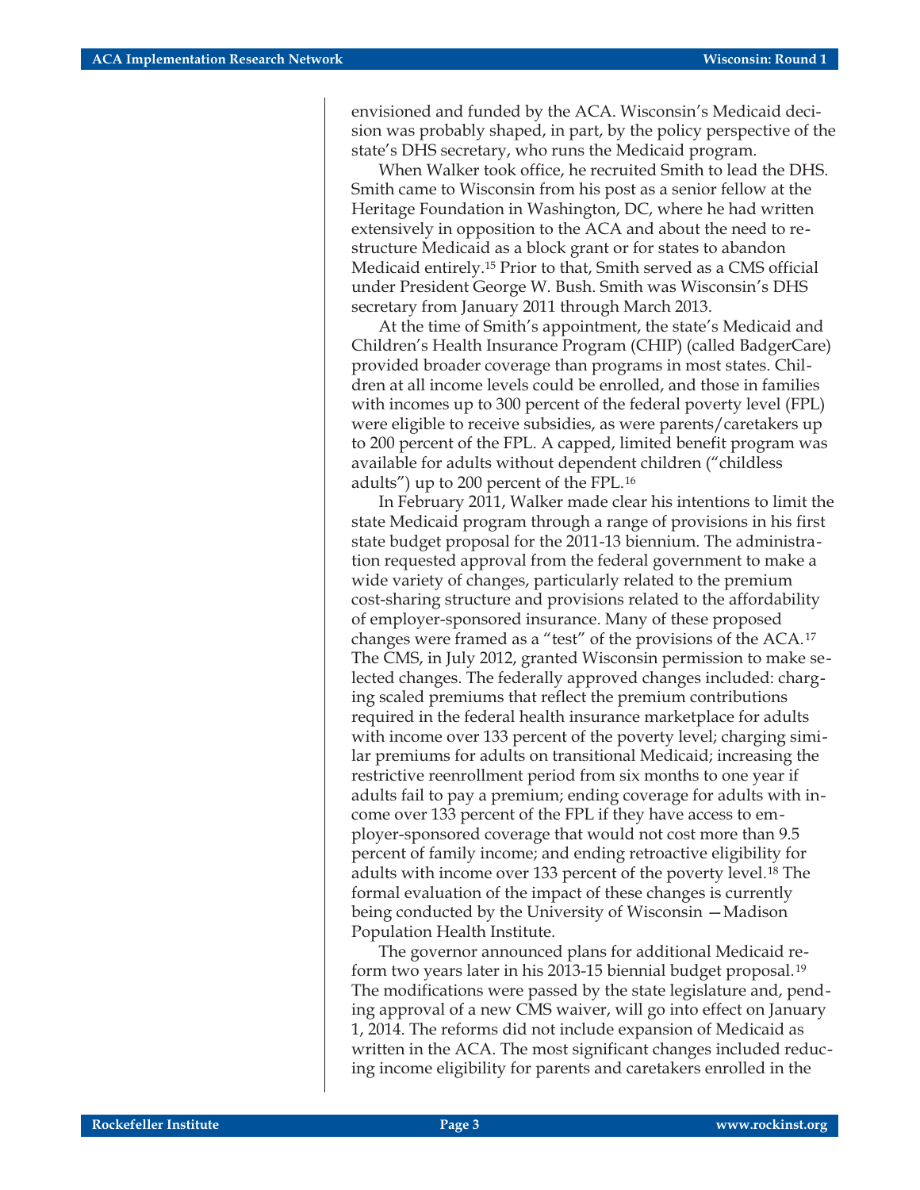envisioned and funded by the ACA. Wisconsin's Medicaid decision was probably shaped, in part, by the policy perspective of the state's DHS secretary, who runs the Medicaid program.

When Walker took office, he recruited Smith to lead the DHS. Smith came to Wisconsin from his post as a senior fellow at the Heritage Foundation in Washington, DC, where he had written extensively in opposition to the ACA and about the need to restructure Medicaid as a block grant or for states to abandon Medicaid entirely.[15] Prior to that, Smith served as a CMS official under President George W. Bush. Smith was Wisconsin's DHS secretary from January 2011 through March 2013.

At the time of Smith's appointment, the state's Medicaid and Children's Health Insurance Program (CHIP) (called BadgerCare) provided broader coverage than programs in most states. Children at all income levels could be enrolled, and those in families with incomes up to 300 percent of the federal poverty level (FPL) were eligible to receive subsidies, as were parents/caretakers up to 200 percent of the FPL. A capped, limited benefit program was available for adults without dependent children ("childless adults") up to 200 percent of the FPL.[16]

In February 2011, Walker made clear his intentions to limit the state Medicaid program through a range of provisions in his first state budget proposal for the 2011-13 biennium. The administration requested approval from the federal government to make a wide variety of changes, particularly related to the premium cost-sharing structure and provisions related to the affordability of employer-sponsored insurance. Many of these proposed changes were framed as a "test" of the provisions of the ACA.[17] The CMS, in July 2012, granted Wisconsin permission to make selected changes. The federally approved changes included: charging scaled premiums that reflect the premium contributions required in the federal health insurance marketplace for adults with income over 133 percent of the poverty level; charging similar premiums for adults on transitional Medicaid; increasing the restrictive reenrollment period from six months to one year if adults fail to pay a premium; ending coverage for adults with income over 133 percent of the FPL if they have access to employer-sponsored coverage that would not cost more than 9.5 percent of family income; and ending retroactive eligibility for adults with income over 133 percent of the poverty level.[18] The formal evaluation of the impact of these changes is currently being conducted by the University of Wisconsin —Madison Population Health Institute.

The governor announced plans for additional Medicaid reform two years later in his 2013-15 biennial budget proposal.[19] The modifications were passed by the state legislature and, pending approval of a new CMS waiver, will go into effect on January 1, 2014. The reforms did not include expansion of Medicaid as written in the ACA. The most significant changes included reducing income eligibility for parents and caretakers enrolled in the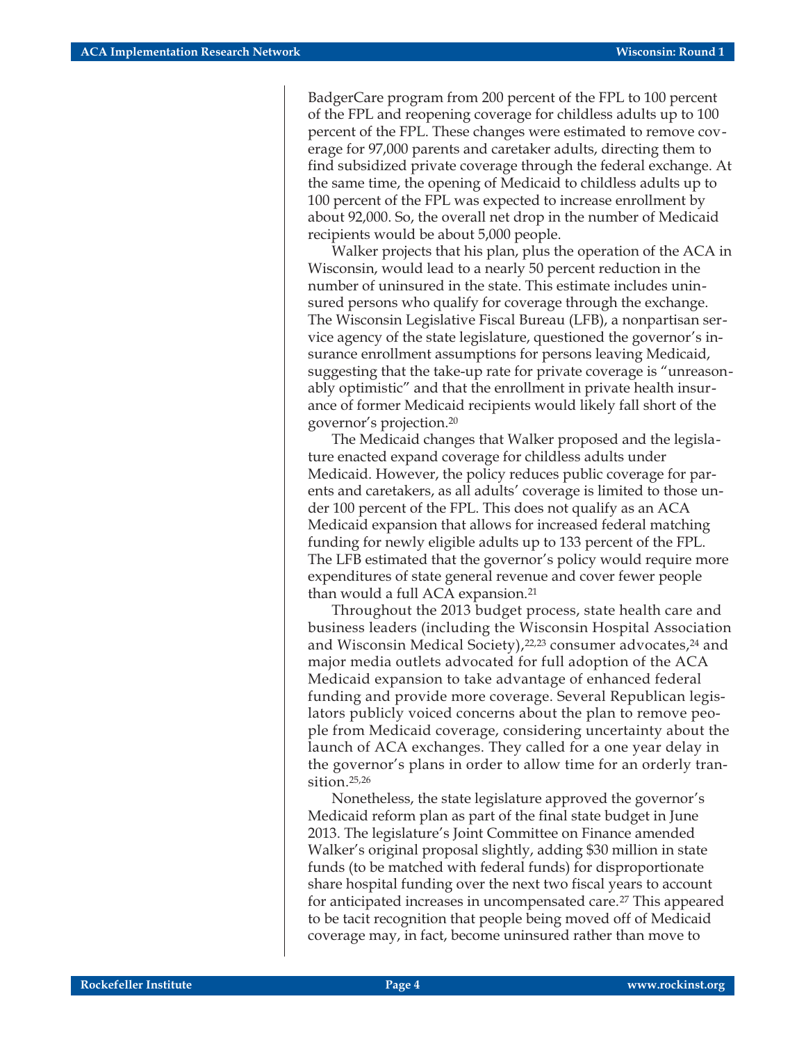BadgerCare program from 200 percent of the FPL to 100 percent of the FPL and reopening coverage for childless adults up to 100 percent of the FPL. These changes were estimated to remove coverage for 97,000 parents and caretaker adults, directing them to find subsidized private coverage through the federal exchange. At the same time, the opening of Medicaid to childless adults up to 100 percent of the FPL was expected to increase enrollment by about 92,000. So, the overall net drop in the number of Medicaid recipients would be about 5,000 people.

Walker projects that his plan, plus the operation of the ACA in Wisconsin, would lead to a nearly 50 percent reduction in the number of uninsured in the state. This estimate includes uninsured persons who qualify for coverage through the exchange. The Wisconsin Legislative Fiscal Bureau (LFB), a nonpartisan service agency of the state legislature, questioned the governor's insurance enrollment assumptions for persons leaving Medicaid, suggesting that the take-up rate for private coverage is "unreasonably optimistic" and that the enrollment in private health insurance of former Medicaid recipients would likely fall short of the governor's projection.[20]

The Medicaid changes that Walker proposed and the legislature enacted expand coverage for childless adults under Medicaid. However, the policy reduces public coverage for parents and caretakers, as all adults' coverage is limited to those under 100 percent of the FPL. This does not qualify as an ACA Medicaid expansion that allows for increased federal matching funding for newly eligible adults up to 133 percent of the FPL. The LFB estimated that the governor's policy would require more expenditures of state general revenue and cover fewer people than would a full ACA expansion.[21]

Throughout the 2013 budget process, state health care and business leaders (including the Wisconsin Hospital Association and Wisconsin Medical Society),[22,23] consumer advocates,[24] and major media outlets advocated for full adoption of the ACA Medicaid expansion to take advantage of enhanced federal funding and provide more coverage. Several Republican legislators publicly voiced concerns about the plan to remove people from Medicaid coverage, considering uncertainty about the launch of ACA exchanges. They called for a one year delay in the governor's plans in order to allow time for an orderly transition.[25,26]

Nonetheless, the state legislature approved the governor's Medicaid reform plan as part of the final state budget in June 2013. The legislature's Joint Committee on Finance amended Walker's original proposal slightly, adding $30 million in state funds (to be matched with federal funds) for disproportionate share hospital funding over the next two fiscal years to account for anticipated increases in uncompensated care.[27] This appeared to be tacit recognition that people being moved off of Medicaid coverage may, in fact, become uninsured rather than move to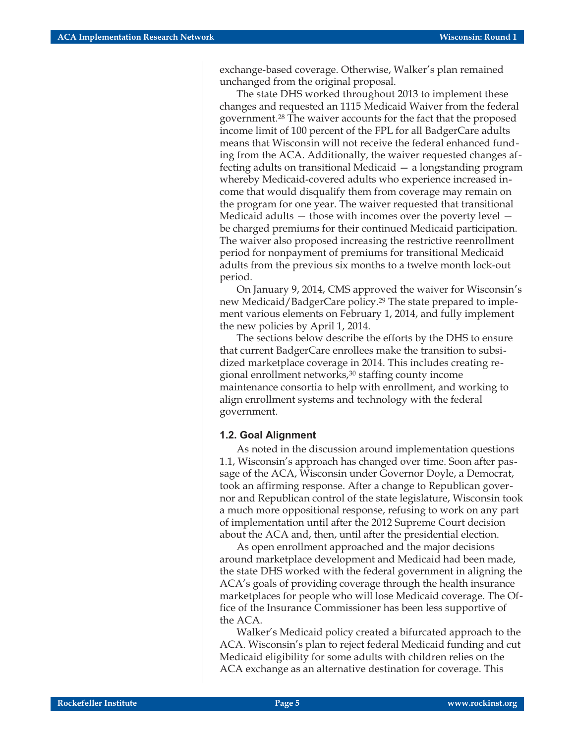exchange-based coverage. Otherwise, Walker's plan remained unchanged from the original proposal.

The state DHS worked throughout 2013 to implement these changes and requested an 1115 Medicaid Waiver from the federal government.[28] The waiver accounts for the fact that the proposed income limit of 100 percent of the FPL for all BadgerCare adults means that Wisconsin will not receive the federal enhanced funding from the ACA. Additionally, the waiver requested changes affecting adults on transitional Medicaid — a longstanding program whereby Medicaid-covered adults who experience increased income that would disqualify them from coverage may remain on the program for one year. The waiver requested that transitional Medicaid adults — those with incomes over the poverty level — be charged premiums for their continued Medicaid participation. The waiver also proposed increasing the restrictive reenrollment period for nonpayment of premiums for transitional Medicaid adults from the previous six months to a twelve month lock-out period.

On January 9, 2014, CMS approved the waiver for Wisconsin's new Medicaid/BadgerCare policy.[29] The state prepared to implement various elements on February 1, 2014, and fully implement the new policies by April 1, 2014.

The sections below describe the efforts by the DHS to ensure that current BadgerCare enrollees make the transition to subsidized marketplace coverage in 2014. This includes creating regional enrollment networks,[30] staffing county income maintenance consortia to help with enrollment, and working to align enrollment systems and technology with the federal government.

### 1.2. Goal Alignment

As noted in the discussion around implementation questions 1.1, Wisconsin's approach has changed over time. Soon after passage of the ACA, Wisconsin under Governor Doyle, a Democrat, took an affirming response. After a change to Republican governor and Republican control of the state legislature, Wisconsin took a much more oppositional response, refusing to work on any part of implementation until after the 2012 Supreme Court decision about the ACA and, then, until after the presidential election.

As open enrollment approached and the major decisions around marketplace development and Medicaid had been made, the state DHS worked with the federal government in aligning the ACA's goals of providing coverage through the health insurance marketplaces for people who will lose Medicaid coverage. The Office of the Insurance Commissioner has been less supportive of the ACA.

Walker's Medicaid policy created a bifurcated approach to the ACA. Wisconsin's plan to reject federal Medicaid funding and cut Medicaid eligibility for some adults with children relies on the ACA exchange as an alternative destination for coverage. This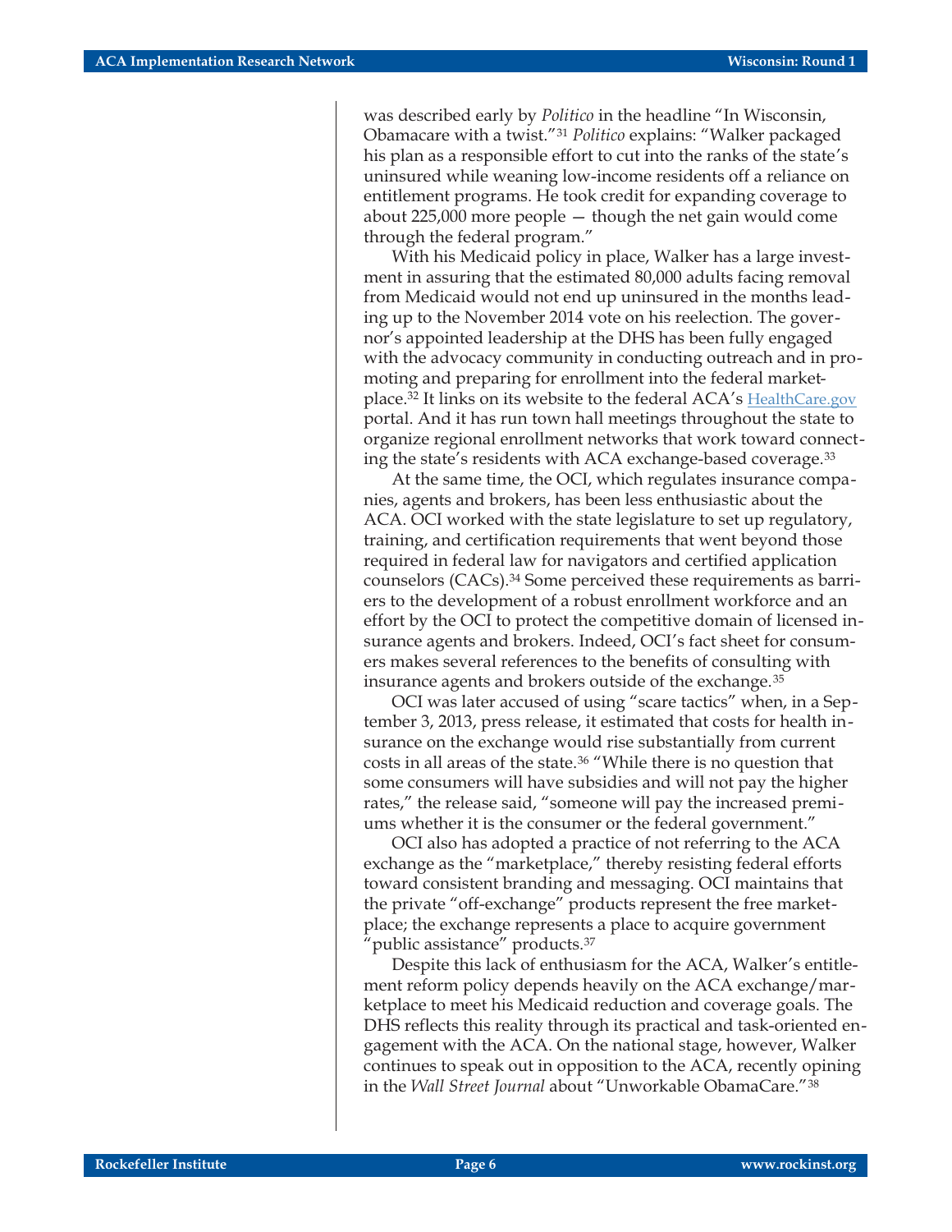was described early by *Politico* in the headline "In Wisconsin, Obamacare with a twist."[31] *Politico* explains: "Walker packaged his plan as a responsible effort to cut into the ranks of the state's uninsured while weaning low-income residents off a reliance on entitlement programs. He took credit for expanding coverage to about 225,000 more people — though the net gain would come through the federal program."

With his Medicaid policy in place, Walker has a large investment in assuring that the estimated 80,000 adults facing removal from Medicaid would not end up uninsured in the months leading up to the November 2014 vote on his reelection. The governor's appointed leadership at the DHS has been fully engaged with the advocacy community in conducting outreach and in promoting and preparing for enrollment into the federal marketplace.[32] It links on its website to the federal ACA's HealthCare.gov portal. And it has run town hall meetings throughout the state to organize regional enrollment networks that work toward connecting the state's residents with ACA exchange-based coverage.[33]

At the same time, the OCI, which regulates insurance companies, agents and brokers, has been less enthusiastic about the ACA. OCI worked with the state legislature to set up regulatory, training, and certification requirements that went beyond those required in federal law for navigators and certified application counselors (CACs).[34] Some perceived these requirements as barriers to the development of a robust enrollment workforce and an effort by the OCI to protect the competitive domain of licensed insurance agents and brokers. Indeed, OCI's fact sheet for consumers makes several references to the benefits of consulting with insurance agents and brokers outside of the exchange.[35]

OCI was later accused of using "scare tactics" when, in a September 3, 2013, press release, it estimated that costs for health insurance on the exchange would rise substantially from current costs in all areas of the state.[36] "While there is no question that some consumers will have subsidies and will not pay the higher rates," the release said, "someone will pay the increased premiums whether it is the consumer or the federal government."

OCI also has adopted a practice of not referring to the ACA exchange as the "marketplace," thereby resisting federal efforts toward consistent branding and messaging. OCI maintains that the private "off-exchange" products represent the free marketplace; the exchange represents a place to acquire government "public assistance" products.[37]

Despite this lack of enthusiasm for the ACA, Walker's entitlement reform policy depends heavily on the ACA exchange/marketplace to meet his Medicaid reduction and coverage goals. The DHS reflects this reality through its practical and task-oriented engagement with the ACA. On the national stage, however, Walker continues to speak out in opposition to the ACA, recently opining in the *Wall Street Journal* about "Unworkable ObamaCare."[38]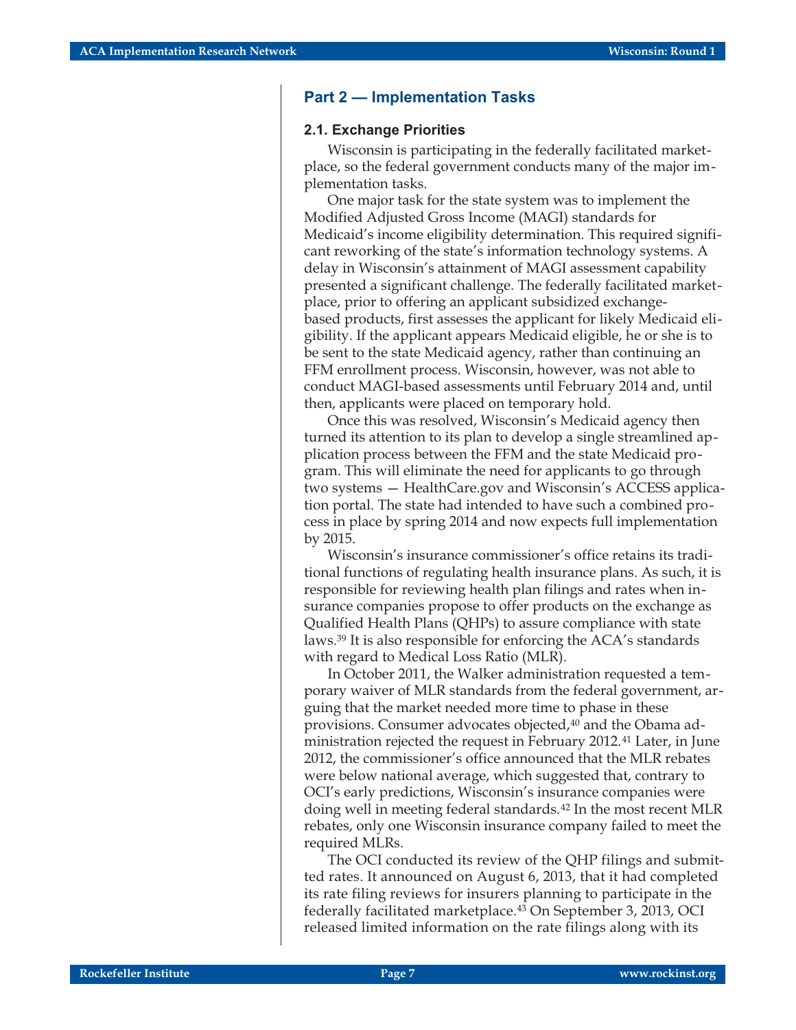## Part 2 — Implementation Tasks

### 2.1. Exchange Priorities

Wisconsin is participating in the federally facilitated marketplace, so the federal government conducts many of the major implementation tasks.

One major task for the state system was to implement the Modified Adjusted Gross Income (MAGI) standards for Medicaid's income eligibility determination. This required significant reworking of the state's information technology systems. A delay in Wisconsin's attainment of MAGI assessment capability presented a significant challenge. The federally facilitated marketplace, prior to offering an applicant subsidized exchange-based products, first assesses the applicant for likely Medicaid eligibility. If the applicant appears Medicaid eligible, he or she is to be sent to the state Medicaid agency, rather than continuing an FFM enrollment process. Wisconsin, however, was not able to conduct MAGI-based assessments until February 2014 and, until then, applicants were placed on temporary hold.

Once this was resolved, Wisconsin's Medicaid agency then turned its attention to its plan to develop a single streamlined application process between the FFM and the state Medicaid program. This will eliminate the need for applicants to go through two systems — HealthCare.gov and Wisconsin's ACCESS application portal. The state had intended to have such a combined process in place by spring 2014 and now expects full implementation by 2015.

Wisconsin's insurance commissioner's office retains its traditional functions of regulating health insurance plans. As such, it is responsible for reviewing health plan filings and rates when insurance companies propose to offer products on the exchange as Qualified Health Plans (QHPs) to assure compliance with state laws.[39] It is also responsible for enforcing the ACA's standards with regard to Medical Loss Ratio (MLR).

In October 2011, the Walker administration requested a temporary waiver of MLR standards from the federal government, arguing that the market needed more time to phase in these provisions. Consumer advocates objected,[40] and the Obama administration rejected the request in February 2012.[41] Later, in June 2012, the commissioner's office announced that the MLR rebates were below national average, which suggested that, contrary to OCI's early predictions, Wisconsin's insurance companies were doing well in meeting federal standards.[42] In the most recent MLR rebates, only one Wisconsin insurance company failed to meet the required MLRs.

The OCI conducted its review of the QHP filings and submitted rates. It announced on August 6, 2013, that it had completed its rate filing reviews for insurers planning to participate in the federally facilitated marketplace.[43] On September 3, 2013, OCI released limited information on the rate filings along with its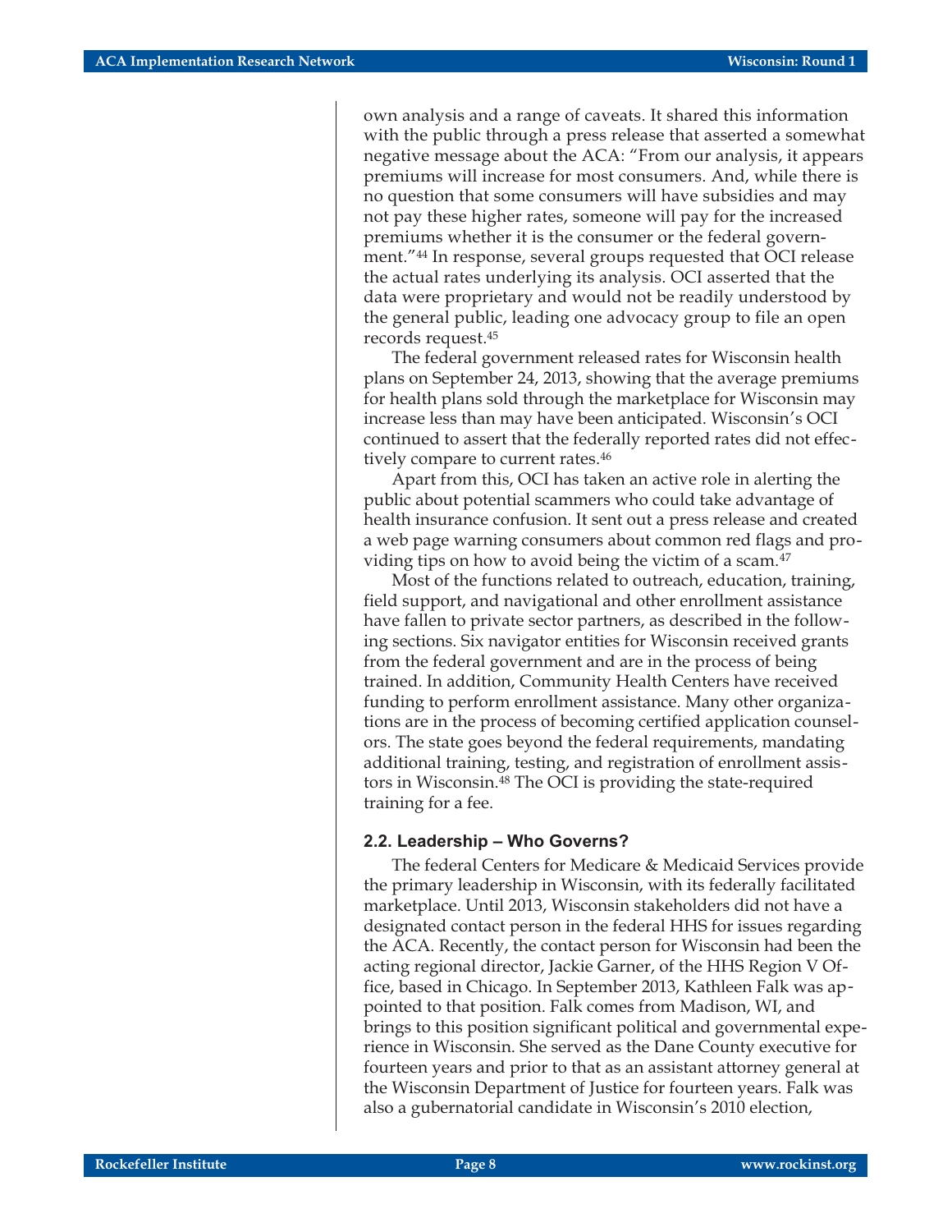own analysis and a range of caveats. It shared this information with the public through a press release that asserted a somewhat negative message about the ACA: "From our analysis, it appears premiums will increase for most consumers. And, while there is no question that some consumers will have subsidies and may not pay these higher rates, someone will pay for the increased premiums whether it is the consumer or the federal government."[44] In response, several groups requested that OCI release the actual rates underlying its analysis. OCI asserted that the data were proprietary and would not be readily understood by the general public, leading one advocacy group to file an open records request.[45]

The federal government released rates for Wisconsin health plans on September 24, 2013, showing that the average premiums for health plans sold through the marketplace for Wisconsin may increase less than may have been anticipated. Wisconsin's OCI continued to assert that the federally reported rates did not effectively compare to current rates.[46]

Apart from this, OCI has taken an active role in alerting the public about potential scammers who could take advantage of health insurance confusion. It sent out a press release and created a web page warning consumers about common red flags and providing tips on how to avoid being the victim of a scam.[47]

Most of the functions related to outreach, education, training, field support, and navigational and other enrollment assistance have fallen to private sector partners, as described in the following sections. Six navigator entities for Wisconsin received grants from the federal government and are in the process of being trained. In addition, Community Health Centers have received funding to perform enrollment assistance. Many other organizations are in the process of becoming certified application counselors. The state goes beyond the federal requirements, mandating additional training, testing, and registration of enrollment assistors in Wisconsin.[48] The OCI is providing the state-required training for a fee.

### 2.2. Leadership – Who Governs?

The federal Centers for Medicare & Medicaid Services provide the primary leadership in Wisconsin, with its federally facilitated marketplace. Until 2013, Wisconsin stakeholders did not have a designated contact person in the federal HHS for issues regarding the ACA. Recently, the contact person for Wisconsin had been the acting regional director, Jackie Garner, of the HHS Region V Office, based in Chicago. In September 2013, Kathleen Falk was appointed to that position. Falk comes from Madison, WI, and brings to this position significant political and governmental experience in Wisconsin. She served as the Dane County executive for fourteen years and prior to that as an assistant attorney general at the Wisconsin Department of Justice for fourteen years. Falk was also a gubernatorial candidate in Wisconsin's 2010 election,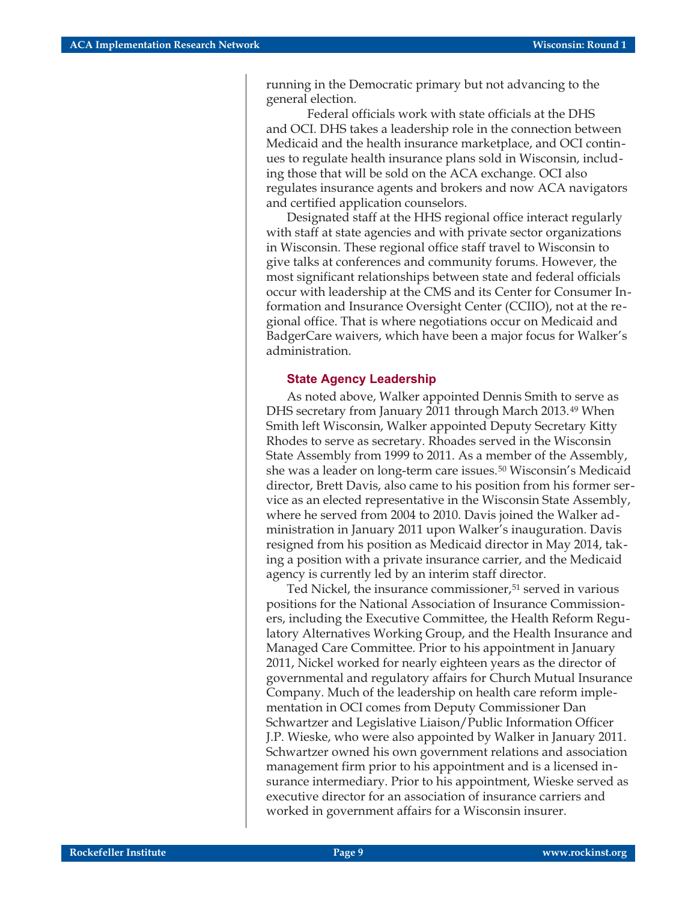running in the Democratic primary but not advancing to the general election.

Federal officials work with state officials at the DHS and OCI. DHS takes a leadership role in the connection between Medicaid and the health insurance marketplace, and OCI continues to regulate health insurance plans sold in Wisconsin, including those that will be sold on the ACA exchange. OCI also regulates insurance agents and brokers and now ACA navigators and certified application counselors.

Designated staff at the HHS regional office interact regularly with staff at state agencies and with private sector organizations in Wisconsin. These regional office staff travel to Wisconsin to give talks at conferences and community forums. However, the most significant relationships between state and federal officials occur with leadership at the CMS and its Center for Consumer Information and Insurance Oversight Center (CCIIO), not at the regional office. That is where negotiations occur on Medicaid and BadgerCare waivers, which have been a major focus for Walker's administration.

### State Agency Leadership

As noted above, Walker appointed Dennis Smith to serve as DHS secretary from January 2011 through March 2013.[49] When Smith left Wisconsin, Walker appointed Deputy Secretary Kitty Rhodes to serve as secretary. Rhoades served in the Wisconsin State Assembly from 1999 to 2011. As a member of the Assembly, she was a leader on long-term care issues.[50] Wisconsin's Medicaid director, Brett Davis, also came to his position from his former service as an elected representative in the Wisconsin State Assembly, where he served from 2004 to 2010. Davis joined the Walker administration in January 2011 upon Walker's inauguration. Davis resigned from his position as Medicaid director in May 2014, taking a position with a private insurance carrier, and the Medicaid agency is currently led by an interim staff director.

Ted Nickel, the insurance commissioner,[51] served in various positions for the National Association of Insurance Commissioners, including the Executive Committee, the Health Reform Regulatory Alternatives Working Group, and the Health Insurance and Managed Care Committee. Prior to his appointment in January 2011, Nickel worked for nearly eighteen years as the director of governmental and regulatory affairs for Church Mutual Insurance Company. Much of the leadership on health care reform implementation in OCI comes from Deputy Commissioner Dan Schwartzer and Legislative Liaison/Public Information Officer J.P. Wieske, who were also appointed by Walker in January 2011. Schwartzer owned his own government relations and association management firm prior to his appointment and is a licensed insurance intermediary. Prior to his appointment, Wieske served as executive director for an association of insurance carriers and worked in government affairs for a Wisconsin insurer.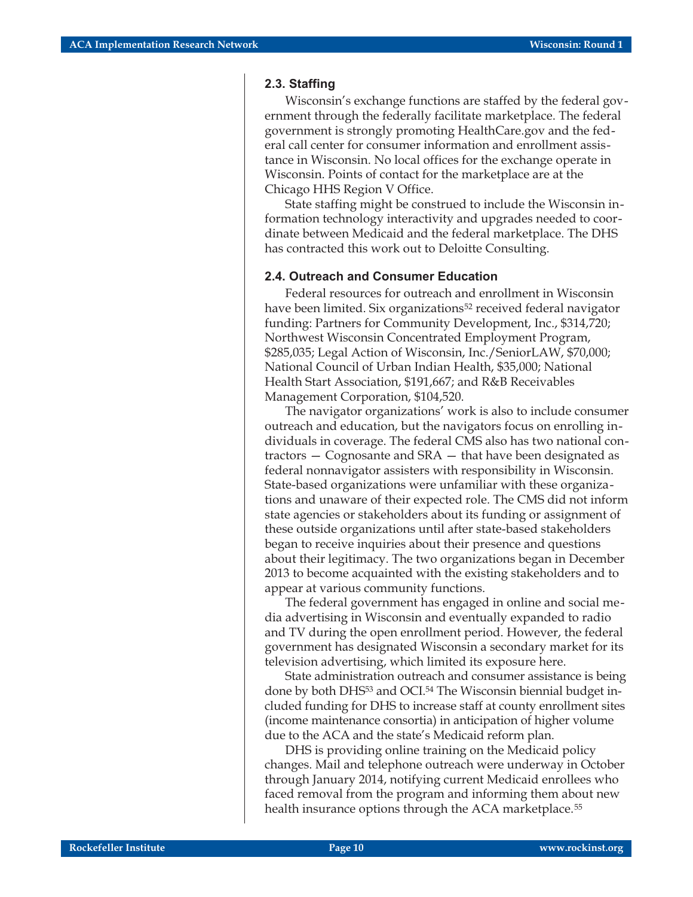### 2.3. Staffing

Wisconsin's exchange functions are staffed by the federal government through the federally facilitate marketplace. The federal government is strongly promoting HealthCare.gov and the federal call center for consumer information and enrollment assistance in Wisconsin. No local offices for the exchange operate in Wisconsin. Points of contact for the marketplace are at the Chicago HHS Region V Office.

State staffing might be construed to include the Wisconsin information technology interactivity and upgrades needed to coordinate between Medicaid and the federal marketplace. The DHS has contracted this work out to Deloitte Consulting.

### 2.4. Outreach and Consumer Education

Federal resources for outreach and enrollment in Wisconsin have been limited. Six organizations[52] received federal navigator funding: Partners for Community Development, Inc., $314,720; Northwest Wisconsin Concentrated Employment Program, $285,035; Legal Action of Wisconsin, Inc./SeniorLAW, $70,000; National Council of Urban Indian Health, $35,000; National Health Start Association, $191,667; and R&B Receivables Management Corporation, $104,520.

The navigator organizations' work is also to include consumer outreach and education, but the navigators focus on enrolling individuals in coverage. The federal CMS also has two national contractors — Cognosante and SRA — that have been designated as federal nonnavigator assisters with responsibility in Wisconsin. State-based organizations were unfamiliar with these organizations and unaware of their expected role. The CMS did not inform state agencies or stakeholders about its funding or assignment of these outside organizations until after state-based stakeholders began to receive inquiries about their presence and questions about their legitimacy. The two organizations began in December 2013 to become acquainted with the existing stakeholders and to appear at various community functions.

The federal government has engaged in online and social media advertising in Wisconsin and eventually expanded to radio and TV during the open enrollment period. However, the federal government has designated Wisconsin a secondary market for its television advertising, which limited its exposure here.

State administration outreach and consumer assistance is being done by both DHS[53] and OCI.[54] The Wisconsin biennial budget included funding for DHS to increase staff at county enrollment sites (income maintenance consortia) in anticipation of higher volume due to the ACA and the state's Medicaid reform plan.

DHS is providing online training on the Medicaid policy changes. Mail and telephone outreach were underway in October through January 2014, notifying current Medicaid enrollees who faced removal from the program and informing them about new health insurance options through the ACA marketplace.[55]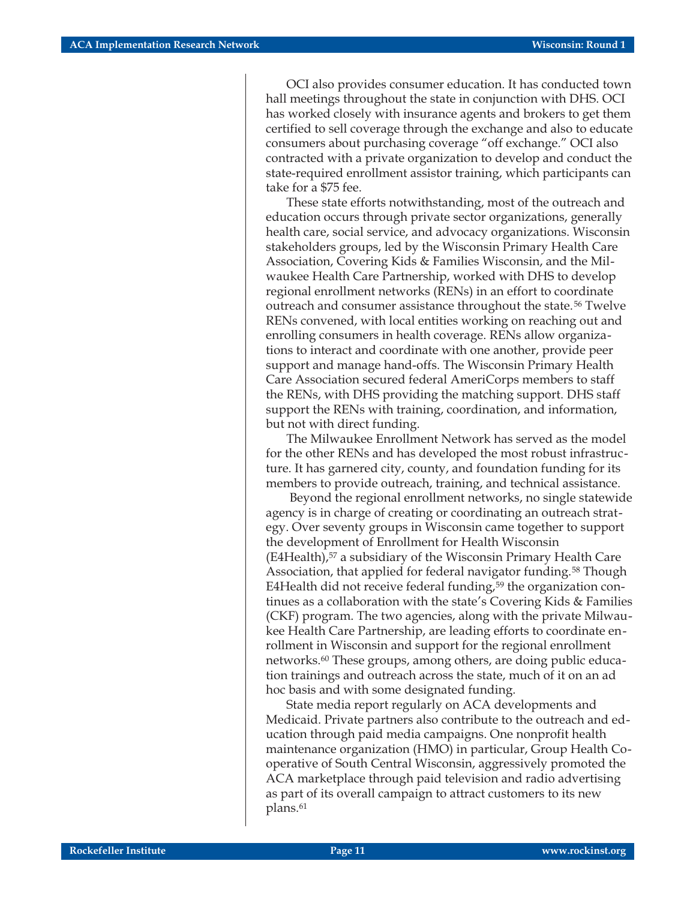OCI also provides consumer education. It has conducted town hall meetings throughout the state in conjunction with DHS. OCI has worked closely with insurance agents and brokers to get them certified to sell coverage through the exchange and also to educate consumers about purchasing coverage "off exchange." OCI also contracted with a private organization to develop and conduct the state-required enrollment assistor training, which participants can take for a $75 fee.

These state efforts notwithstanding, most of the outreach and education occurs through private sector organizations, generally health care, social service, and advocacy organizations. Wisconsin stakeholders groups, led by the Wisconsin Primary Health Care Association, Covering Kids & Families Wisconsin, and the Milwaukee Health Care Partnership, worked with DHS to develop regional enrollment networks (RENs) in an effort to coordinate outreach and consumer assistance throughout the state.[56] Twelve RENs convened, with local entities working on reaching out and enrolling consumers in health coverage. RENs allow organizations to interact and coordinate with one another, provide peer support and manage hand-offs. The Wisconsin Primary Health Care Association secured federal AmeriCorps members to staff the RENs, with DHS providing the matching support. DHS staff support the RENs with training, coordination, and information, but not with direct funding.

The Milwaukee Enrollment Network has served as the model for the other RENs and has developed the most robust infrastructure. It has garnered city, county, and foundation funding for its members to provide outreach, training, and technical assistance.

Beyond the regional enrollment networks, no single statewide agency is in charge of creating or coordinating an outreach strategy. Over seventy groups in Wisconsin came together to support the development of Enrollment for Health Wisconsin (E4Health),[57] a subsidiary of the Wisconsin Primary Health Care Association, that applied for federal navigator funding.[58] Though E4Health did not receive federal funding,[59] the organization continues as a collaboration with the state's Covering Kids & Families (CKF) program. The two agencies, along with the private Milwaukee Health Care Partnership, are leading efforts to coordinate enrollment in Wisconsin and support for the regional enrollment networks.[60] These groups, among others, are doing public education trainings and outreach across the state, much of it on an ad hoc basis and with some designated funding.

State media report regularly on ACA developments and Medicaid. Private partners also contribute to the outreach and education through paid media campaigns. One nonprofit health maintenance organization (HMO) in particular, Group Health Cooperative of South Central Wisconsin, aggressively promoted the ACA marketplace through paid television and radio advertising as part of its overall campaign to attract customers to its new plans.[61]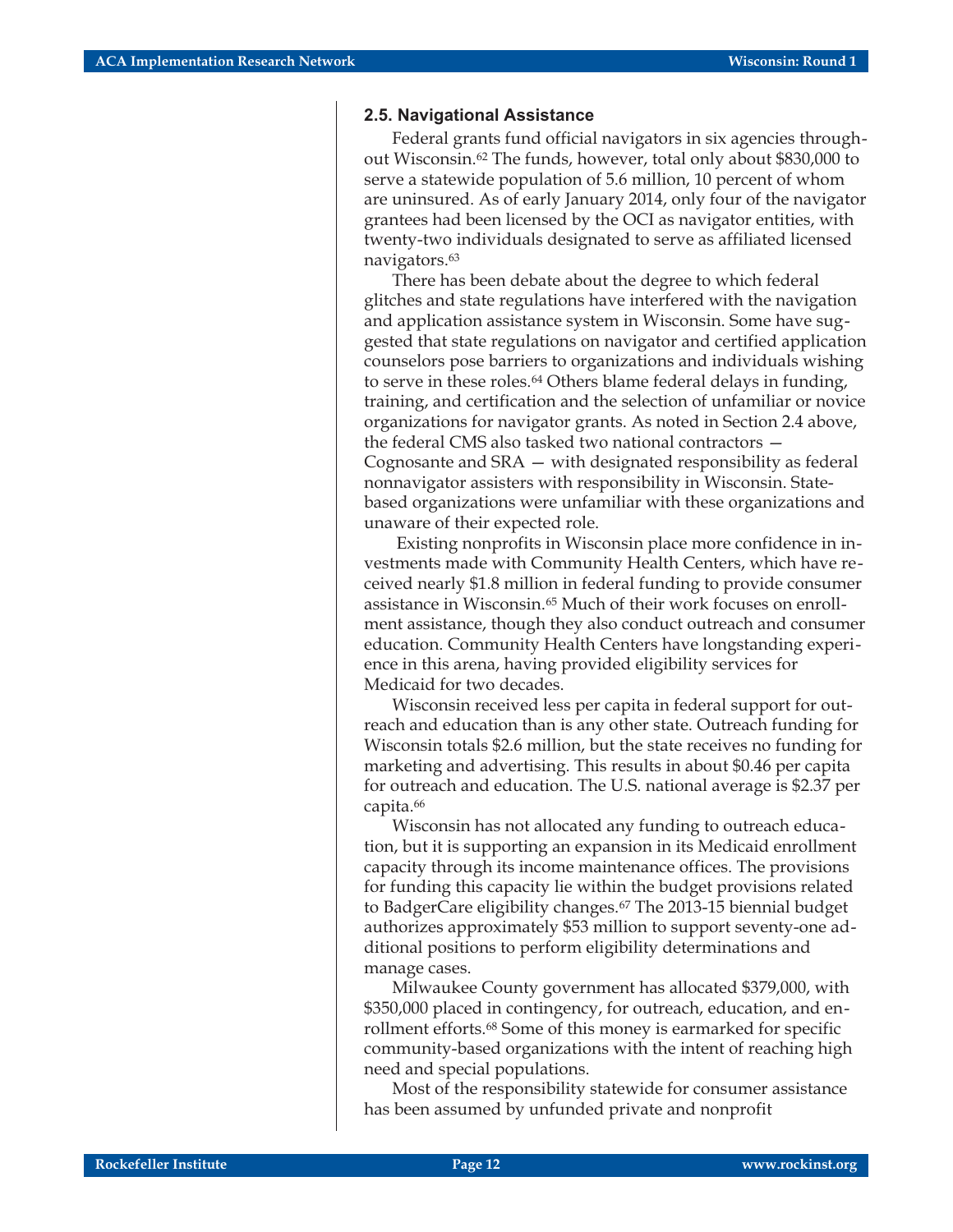### 2.5. Navigational Assistance

Federal grants fund official navigators in six agencies throughout Wisconsin.[62] The funds, however, total only about $830,000 to serve a statewide population of 5.6 million, 10 percent of whom are uninsured. As of early January 2014, only four of the navigator grantees had been licensed by the OCI as navigator entities, with twenty-two individuals designated to serve as affiliated licensed navigators.[63]

There has been debate about the degree to which federal glitches and state regulations have interfered with the navigation and application assistance system in Wisconsin. Some have suggested that state regulations on navigator and certified application counselors pose barriers to organizations and individuals wishing to serve in these roles.[64] Others blame federal delays in funding, training, and certification and the selection of unfamiliar or novice organizations for navigator grants. As noted in Section 2.4 above, the federal CMS also tasked two national contractors — Cognosante and SRA — with designated responsibility as federal nonnavigator assisters with responsibility in Wisconsin. State-based organizations were unfamiliar with these organizations and unaware of their expected role.

Existing nonprofits in Wisconsin place more confidence in investments made with Community Health Centers, which have received nearly $1.8 million in federal funding to provide consumer assistance in Wisconsin.[65] Much of their work focuses on enrollment assistance, though they also conduct outreach and consumer education. Community Health Centers have longstanding experience in this arena, having provided eligibility services for Medicaid for two decades.

Wisconsin received less per capita in federal support for outreach and education than is any other state. Outreach funding for Wisconsin totals $2.6 million, but the state receives no funding for marketing and advertising. This results in about $0.46 per capita for outreach and education. The U.S. national average is $2.37 per capita.[66]

Wisconsin has not allocated any funding to outreach education, but it is supporting an expansion in its Medicaid enrollment capacity through its income maintenance offices. The provisions for funding this capacity lie within the budget provisions related to BadgerCare eligibility changes.[67] The 2013-15 biennial budget authorizes approximately $53 million to support seventy-one additional positions to perform eligibility determinations and manage cases.

Milwaukee County government has allocated $379,000, with $350,000 placed in contingency, for outreach, education, and enrollment efforts.[68] Some of this money is earmarked for specific community-based organizations with the intent of reaching high need and special populations.

Most of the responsibility statewide for consumer assistance has been assumed by unfunded private and nonprofit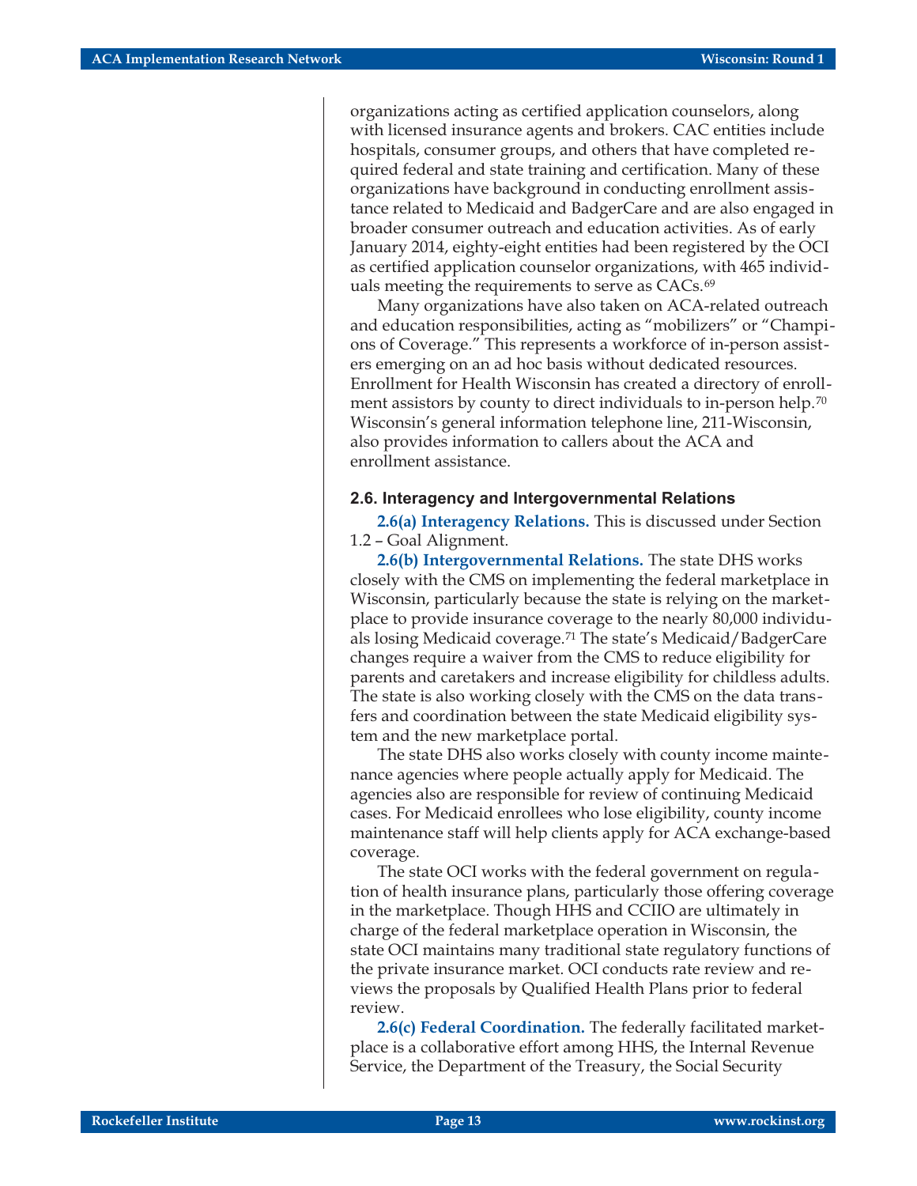organizations acting as certified application counselors, along with licensed insurance agents and brokers. CAC entities include hospitals, consumer groups, and others that have completed required federal and state training and certification. Many of these organizations have background in conducting enrollment assistance related to Medicaid and BadgerCare and are also engaged in broader consumer outreach and education activities. As of early January 2014, eighty-eight entities had been registered by the OCI as certified application counselor organizations, with 465 individuals meeting the requirements to serve as CACs.[69]

Many organizations have also taken on ACA-related outreach and education responsibilities, acting as "mobilizers" or "Champions of Coverage." This represents a workforce of in-person assisters emerging on an ad hoc basis without dedicated resources. Enrollment for Health Wisconsin has created a directory of enrollment assistors by county to direct individuals to in-person help.[70] Wisconsin's general information telephone line, 211-Wisconsin, also provides information to callers about the ACA and enrollment assistance.

### 2.6. Interagency and Intergovernmental Relations

**2.6(a) Interagency Relations.** This is discussed under Section 1.2 – Goal Alignment.

**2.6(b) Intergovernmental Relations.** The state DHS works closely with the CMS on implementing the federal marketplace in Wisconsin, particularly because the state is relying on the marketplace to provide insurance coverage to the nearly 80,000 individuals losing Medicaid coverage.[71] The state's Medicaid/BadgerCare changes require a waiver from the CMS to reduce eligibility for parents and caretakers and increase eligibility for childless adults. The state is also working closely with the CMS on the data transfers and coordination between the state Medicaid eligibility system and the new marketplace portal.

The state DHS also works closely with county income maintenance agencies where people actually apply for Medicaid. The agencies also are responsible for review of continuing Medicaid cases. For Medicaid enrollees who lose eligibility, county income maintenance staff will help clients apply for ACA exchange-based coverage.

The state OCI works with the federal government on regulation of health insurance plans, particularly those offering coverage in the marketplace. Though HHS and CCIIO are ultimately in charge of the federal marketplace operation in Wisconsin, the state OCI maintains many traditional state regulatory functions of the private insurance market. OCI conducts rate review and reviews the proposals by Qualified Health Plans prior to federal review.

**2.6(c) Federal Coordination.** The federally facilitated marketplace is a collaborative effort among HHS, the Internal Revenue Service, the Department of the Treasury, the Social Security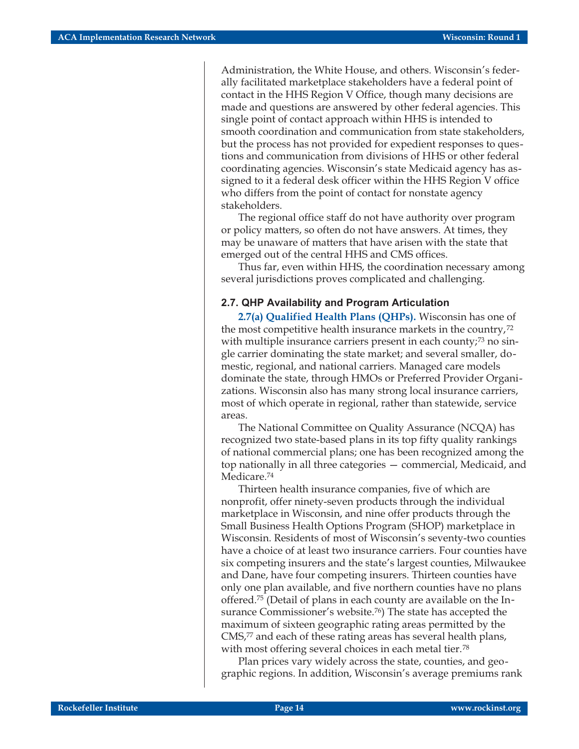Administration, the White House, and others. Wisconsin's federally facilitated marketplace stakeholders have a federal point of contact in the HHS Region V Office, though many decisions are made and questions are answered by other federal agencies. This single point of contact approach within HHS is intended to smooth coordination and communication from state stakeholders, but the process has not provided for expedient responses to questions and communication from divisions of HHS or other federal coordinating agencies. Wisconsin's state Medicaid agency has assigned to it a federal desk officer within the HHS Region V office who differs from the point of contact for nonstate agency stakeholders.

The regional office staff do not have authority over program or policy matters, so often do not have answers. At times, they may be unaware of matters that have arisen with the state that emerged out of the central HHS and CMS offices.

Thus far, even within HHS, the coordination necessary among several jurisdictions proves complicated and challenging.

### 2.7. QHP Availability and Program Articulation

**2.7(a) Qualified Health Plans (QHPs).** Wisconsin has one of the most competitive health insurance markets in the country,[72] with multiple insurance carriers present in each county;[73] no single carrier dominating the state market; and several smaller, domestic, regional, and national carriers. Managed care models dominate the state, through HMOs or Preferred Provider Organizations. Wisconsin also has many strong local insurance carriers, most of which operate in regional, rather than statewide, service areas.

The National Committee on Quality Assurance (NCQA) has recognized two state-based plans in its top fifty quality rankings of national commercial plans; one has been recognized among the top nationally in all three categories — commercial, Medicaid, and Medicare.[74]

Thirteen health insurance companies, five of which are nonprofit, offer ninety-seven products through the individual marketplace in Wisconsin, and nine offer products through the Small Business Health Options Program (SHOP) marketplace in Wisconsin. Residents of most of Wisconsin's seventy-two counties have a choice of at least two insurance carriers. Four counties have six competing insurers and the state's largest counties, Milwaukee and Dane, have four competing insurers. Thirteen counties have only one plan available, and five northern counties have no plans offered.[75] (Detail of plans in each county are available on the Insurance Commissioner's website.[76]) The state has accepted the maximum of sixteen geographic rating areas permitted by the CMS,[77] and each of these rating areas has several health plans, with most offering several choices in each metal tier.[78]

Plan prices vary widely across the state, counties, and geographic regions. In addition, Wisconsin's average premiums rank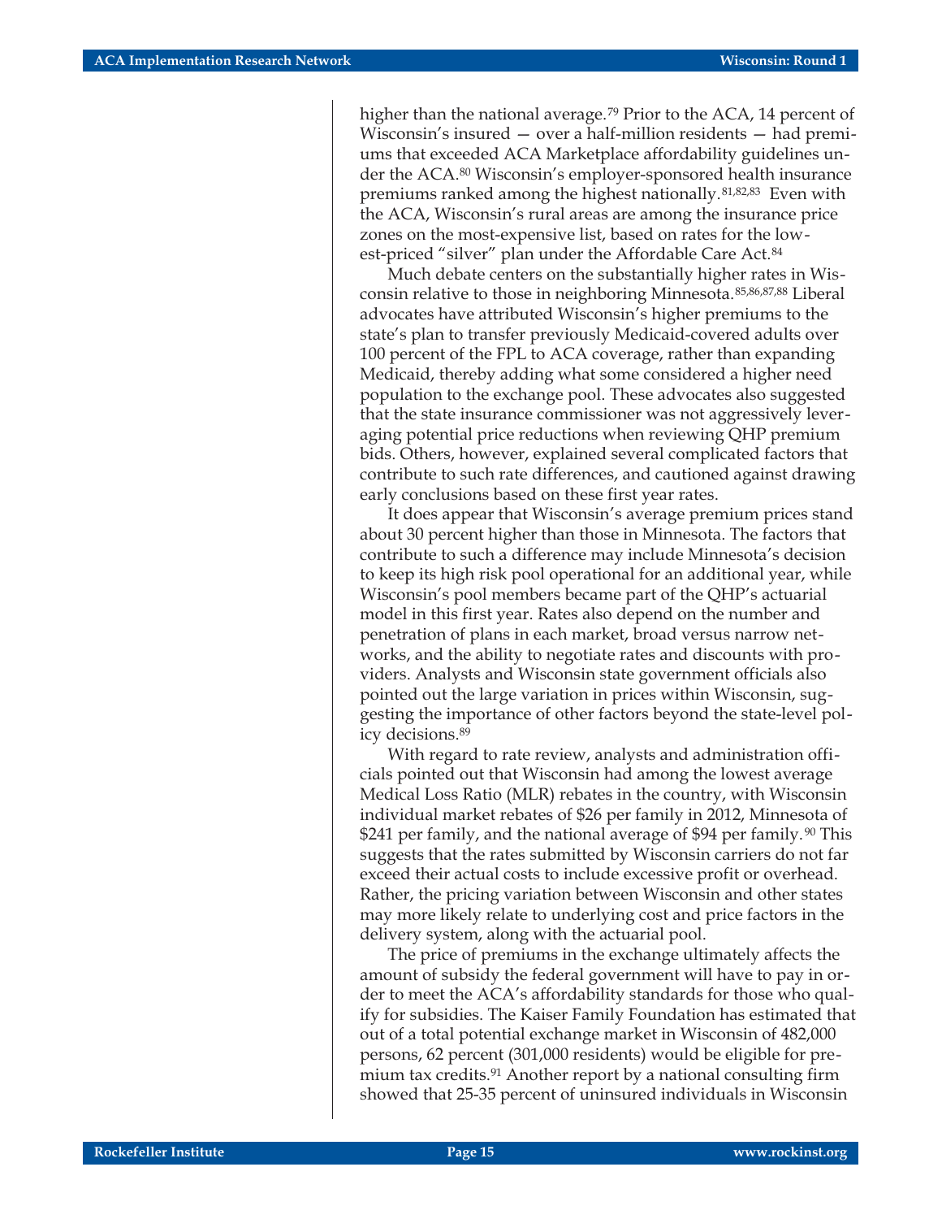higher than the national average.[79] Prior to the ACA, 14 percent of Wisconsin's insured — over a half-million residents — had premiums that exceeded ACA Marketplace affordability guidelines under the ACA.[80] Wisconsin's employer-sponsored health insurance premiums ranked among the highest nationally.[81,82,83] Even with the ACA, Wisconsin's rural areas are among the insurance price zones on the most-expensive list, based on rates for the lowest-priced "silver" plan under the Affordable Care Act.[84]

Much debate centers on the substantially higher rates in Wisconsin relative to those in neighboring Minnesota.[85,86,87,88] Liberal advocates have attributed Wisconsin's higher premiums to the state's plan to transfer previously Medicaid-covered adults over 100 percent of the FPL to ACA coverage, rather than expanding Medicaid, thereby adding what some considered a higher need population to the exchange pool. These advocates also suggested that the state insurance commissioner was not aggressively leveraging potential price reductions when reviewing QHP premium bids. Others, however, explained several complicated factors that contribute to such rate differences, and cautioned against drawing early conclusions based on these first year rates.

It does appear that Wisconsin's average premium prices stand about 30 percent higher than those in Minnesota. The factors that contribute to such a difference may include Minnesota's decision to keep its high risk pool operational for an additional year, while Wisconsin's pool members became part of the QHP's actuarial model in this first year. Rates also depend on the number and penetration of plans in each market, broad versus narrow networks, and the ability to negotiate rates and discounts with providers. Analysts and Wisconsin state government officials also pointed out the large variation in prices within Wisconsin, suggesting the importance of other factors beyond the state-level policy decisions.[89]

With regard to rate review, analysts and administration officials pointed out that Wisconsin had among the lowest average Medical Loss Ratio (MLR) rebates in the country, with Wisconsin individual market rebates of $26 per family in 2012, Minnesota of $241 per family, and the national average of $94 per family.[90] This suggests that the rates submitted by Wisconsin carriers do not far exceed their actual costs to include excessive profit or overhead. Rather, the pricing variation between Wisconsin and other states may more likely relate to underlying cost and price factors in the delivery system, along with the actuarial pool.

The price of premiums in the exchange ultimately affects the amount of subsidy the federal government will have to pay in order to meet the ACA's affordability standards for those who qualify for subsidies. The Kaiser Family Foundation has estimated that out of a total potential exchange market in Wisconsin of 482,000 persons, 62 percent (301,000 residents) would be eligible for premium tax credits.[91] Another report by a national consulting firm showed that 25-35 percent of uninsured individuals in Wisconsin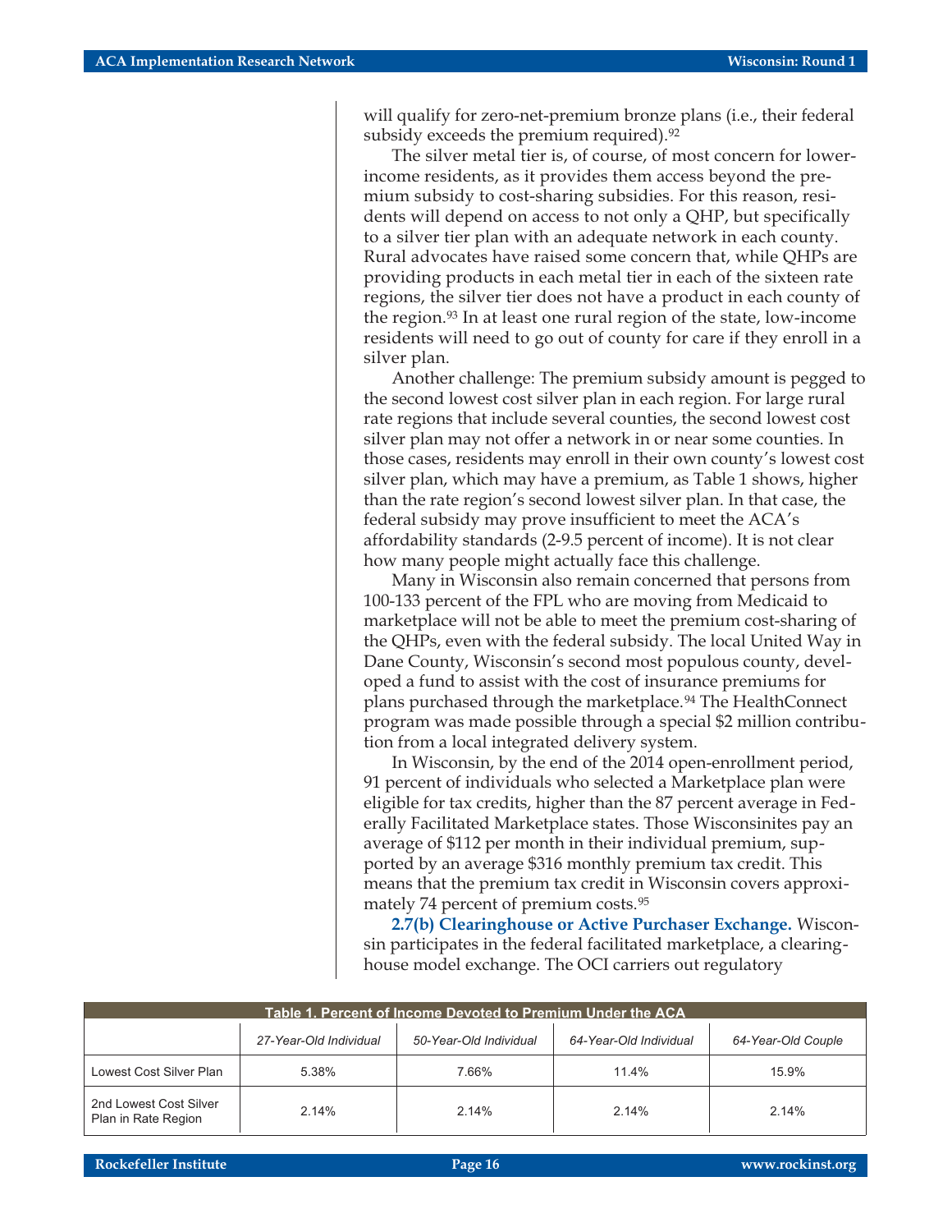will qualify for zero-net-premium bronze plans (i.e., their federal subsidy exceeds the premium required).[92]

The silver metal tier is, of course, of most concern for lower-income residents, as it provides them access beyond the premium subsidy to cost-sharing subsidies. For this reason, residents will depend on access to not only a QHP, but specifically to a silver tier plan with an adequate network in each county. Rural advocates have raised some concern that, while QHPs are providing products in each metal tier in each of the sixteen rate regions, the silver tier does not have a product in each county of the region.[93] In at least one rural region of the state, low-income residents will need to go out of county for care if they enroll in a silver plan.

Another challenge: The premium subsidy amount is pegged to the second lowest cost silver plan in each region. For large rural rate regions that include several counties, the second lowest cost silver plan may not offer a network in or near some counties. In those cases, residents may enroll in their own county's lowest cost silver plan, which may have a premium, as Table 1 shows, higher than the rate region's second lowest silver plan. In that case, the federal subsidy may prove insufficient to meet the ACA's affordability standards (2-9.5 percent of income). It is not clear how many people might actually face this challenge.

Many in Wisconsin also remain concerned that persons from 100-133 percent of the FPL who are moving from Medicaid to marketplace will not be able to meet the premium cost-sharing of the QHPs, even with the federal subsidy. The local United Way in Dane County, Wisconsin's second most populous county, developed a fund to assist with the cost of insurance premiums for plans purchased through the marketplace.[94] The HealthConnect program was made possible through a special $2 million contribution from a local integrated delivery system.

In Wisconsin, by the end of the 2014 open-enrollment period, 91 percent of individuals who selected a Marketplace plan were eligible for tax credits, higher than the 87 percent average in Federally Facilitated Marketplace states. Those Wisconsinites pay an average of $112 per month in their individual premium, supported by an average $316 monthly premium tax credit. This means that the premium tax credit in Wisconsin covers approximately 74 percent of premium costs.[95]

**2.7(b) Clearinghouse or Active Purchaser Exchange.** Wisconsin participates in the federal facilitated marketplace, a clearinghouse model exchange. The OCI carriers out regulatory

**Table 1. Percent of Income Devoted to Premium Under the ACA**

| | *27-Year-Old Individual* | *50-Year-Old Individual* | *64-Year-Old Individual* | *64-Year-Old Couple* |
|---|---|---|---|---|
| Lowest Cost Silver Plan | 5.38% | 7.66% | 11.4% | 15.9% |
| 2nd Lowest Cost Silver Plan in Rate Region | 2.14% | 2.14% | 2.14% | 2.14% |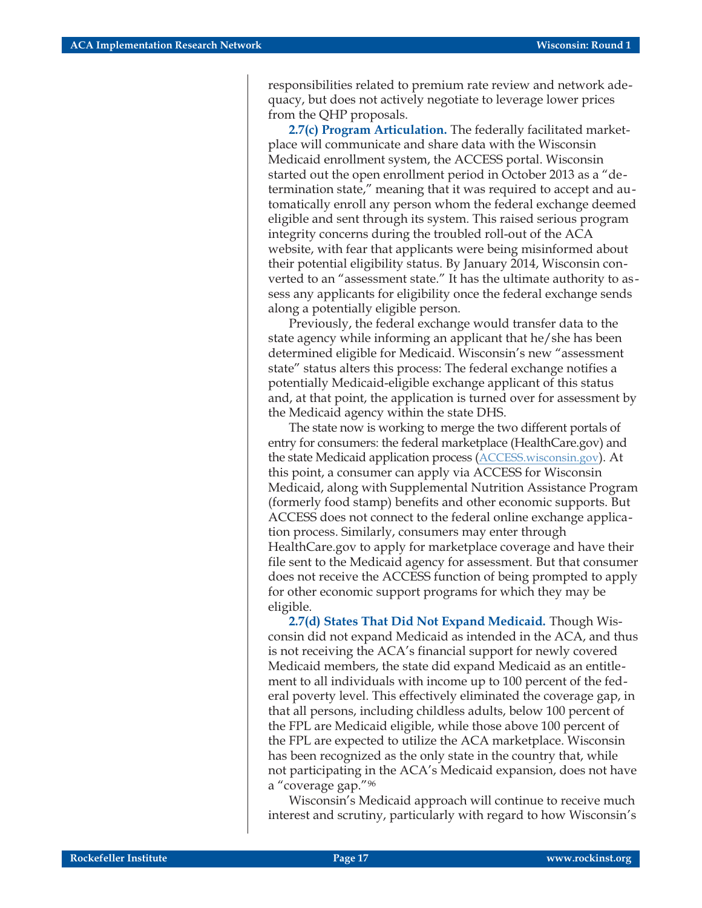responsibilities related to premium rate review and network adequacy, but does not actively negotiate to leverage lower prices from the QHP proposals.

**2.7(c) Program Articulation.** The federally facilitated marketplace will communicate and share data with the Wisconsin Medicaid enrollment system, the ACCESS portal. Wisconsin started out the open enrollment period in October 2013 as a "determination state," meaning that it was required to accept and automatically enroll any person whom the federal exchange deemed eligible and sent through its system. This raised serious program integrity concerns during the troubled roll-out of the ACA website, with fear that applicants were being misinformed about their potential eligibility status. By January 2014, Wisconsin converted to an "assessment state." It has the ultimate authority to assess any applicants for eligibility once the federal exchange sends along a potentially eligible person.

Previously, the federal exchange would transfer data to the state agency while informing an applicant that he/she has been determined eligible for Medicaid. Wisconsin's new "assessment state" status alters this process: The federal exchange notifies a potentially Medicaid-eligible exchange applicant of this status and, at that point, the application is turned over for assessment by the Medicaid agency within the state DHS.

The state now is working to merge the two different portals of entry for consumers: the federal marketplace (HealthCare.gov) and the state Medicaid application process (ACCESS.wisconsin.gov). At this point, a consumer can apply via ACCESS for Wisconsin Medicaid, along with Supplemental Nutrition Assistance Program (formerly food stamp) benefits and other economic supports. But ACCESS does not connect to the federal online exchange application process. Similarly, consumers may enter through HealthCare.gov to apply for marketplace coverage and have their file sent to the Medicaid agency for assessment. But that consumer does not receive the ACCESS function of being prompted to apply for other economic support programs for which they may be eligible.

**2.7(d) States That Did Not Expand Medicaid.** Though Wisconsin did not expand Medicaid as intended in the ACA, and thus is not receiving the ACA's financial support for newly covered Medicaid members, the state did expand Medicaid as an entitlement to all individuals with income up to 100 percent of the federal poverty level. This effectively eliminated the coverage gap, in that all persons, including childless adults, below 100 percent of the FPL are Medicaid eligible, while those above 100 percent of the FPL are expected to utilize the ACA marketplace. Wisconsin has been recognized as the only state in the country that, while not participating in the ACA's Medicaid expansion, does not have a "coverage gap."[96]

Wisconsin's Medicaid approach will continue to receive much interest and scrutiny, particularly with regard to how Wisconsin's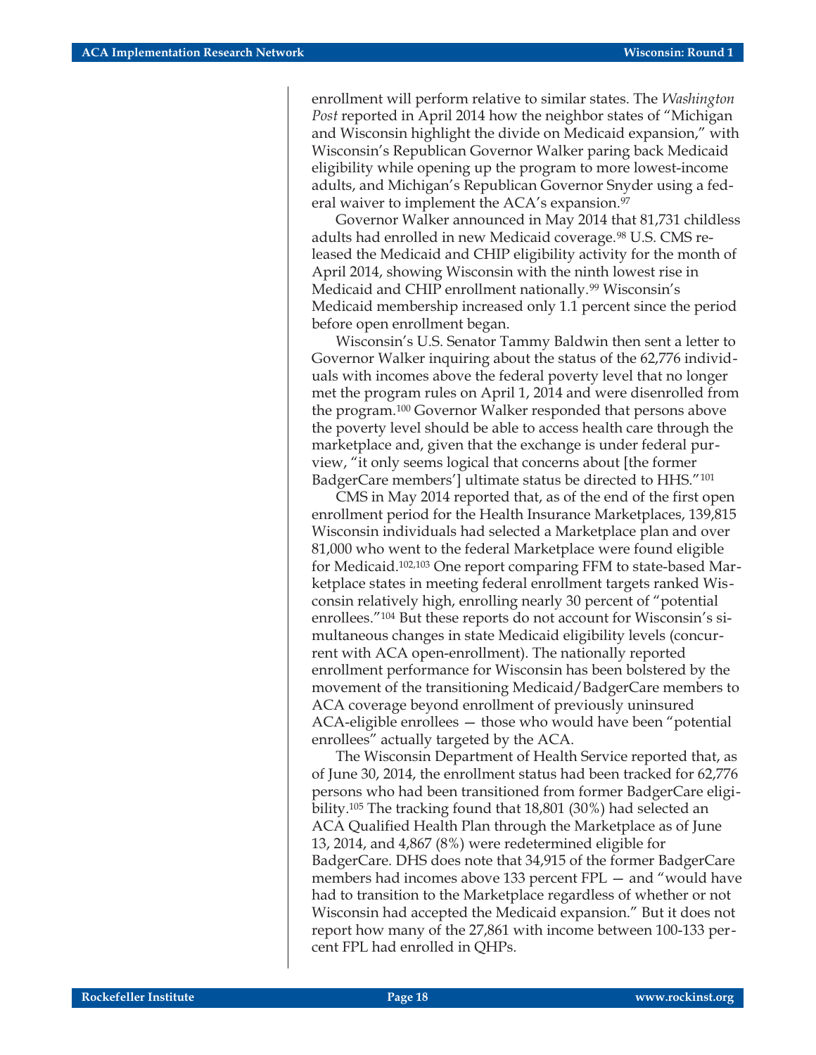enrollment will perform relative to similar states. The *Washington Post* reported in April 2014 how the neighbor states of "Michigan and Wisconsin highlight the divide on Medicaid expansion," with Wisconsin's Republican Governor Walker paring back Medicaid eligibility while opening up the program to more lowest-income adults, and Michigan's Republican Governor Snyder using a federal waiver to implement the ACA's expansion.[97]

Governor Walker announced in May 2014 that 81,731 childless adults had enrolled in new Medicaid coverage.[98] U.S. CMS released the Medicaid and CHIP eligibility activity for the month of April 2014, showing Wisconsin with the ninth lowest rise in Medicaid and CHIP enrollment nationally.[99] Wisconsin's Medicaid membership increased only 1.1 percent since the period before open enrollment began.

Wisconsin's U.S. Senator Tammy Baldwin then sent a letter to Governor Walker inquiring about the status of the 62,776 individuals with incomes above the federal poverty level that no longer met the program rules on April 1, 2014 and were disenrolled from the program.[100] Governor Walker responded that persons above the poverty level should be able to access health care through the marketplace and, given that the exchange is under federal purview, "it only seems logical that concerns about [the former BadgerCare members'] ultimate status be directed to HHS."[101]

CMS in May 2014 reported that, as of the end of the first open enrollment period for the Health Insurance Marketplaces, 139,815 Wisconsin individuals had selected a Marketplace plan and over 81,000 who went to the federal Marketplace were found eligible for Medicaid.[102,103] One report comparing FFM to state-based Marketplace states in meeting federal enrollment targets ranked Wisconsin relatively high, enrolling nearly 30 percent of "potential enrollees."[104] But these reports do not account for Wisconsin's simultaneous changes in state Medicaid eligibility levels (concurrent with ACA open-enrollment). The nationally reported enrollment performance for Wisconsin has been bolstered by the movement of the transitioning Medicaid/BadgerCare members to ACA coverage beyond enrollment of previously uninsured ACA-eligible enrollees — those who would have been "potential enrollees" actually targeted by the ACA.

The Wisconsin Department of Health Service reported that, as of June 30, 2014, the enrollment status had been tracked for 62,776 persons who had been transitioned from former BadgerCare eligibility.[105] The tracking found that 18,801 (30%) had selected an ACA Qualified Health Plan through the Marketplace as of June 13, 2014, and 4,867 (8%) were redetermined eligible for BadgerCare. DHS does note that 34,915 of the former BadgerCare members had incomes above 133 percent FPL — and "would have had to transition to the Marketplace regardless of whether or not Wisconsin had accepted the Medicaid expansion." But it does not report how many of the 27,861 with income between 100-133 percent FPL had enrolled in QHPs.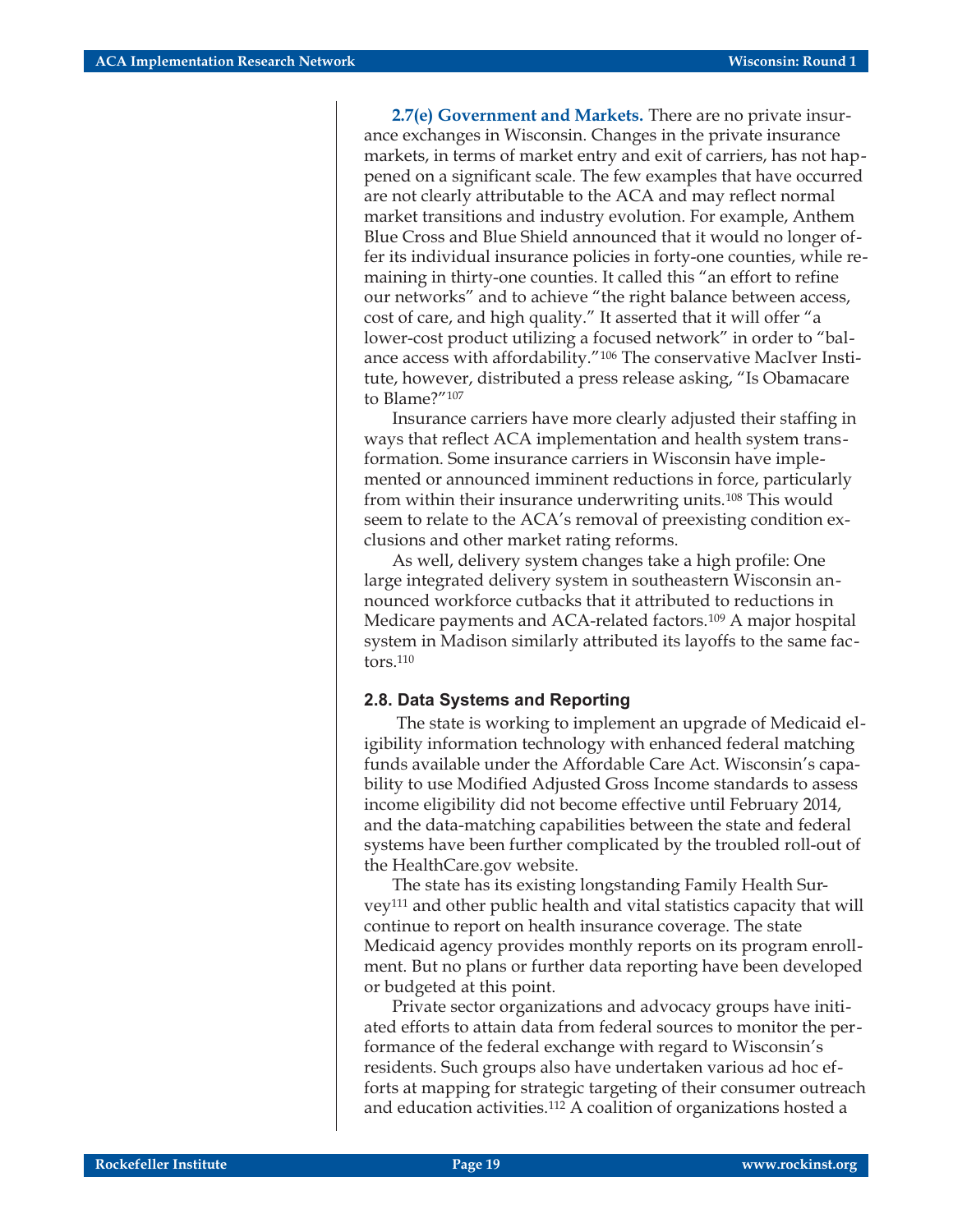**2.7(e) Government and Markets.** There are no private insurance exchanges in Wisconsin. Changes in the private insurance markets, in terms of market entry and exit of carriers, has not happened on a significant scale. The few examples that have occurred are not clearly attributable to the ACA and may reflect normal market transitions and industry evolution. For example, Anthem Blue Cross and Blue Shield announced that it would no longer offer its individual insurance policies in forty-one counties, while remaining in thirty-one counties. It called this "an effort to refine our networks" and to achieve "the right balance between access, cost of care, and high quality." It asserted that it will offer "a lower-cost product utilizing a focused network" in order to "balance access with affordability."[106] The conservative MacIver Institute, however, distributed a press release asking, "Is Obamacare to Blame?"[107]

Insurance carriers have more clearly adjusted their staffing in ways that reflect ACA implementation and health system transformation. Some insurance carriers in Wisconsin have implemented or announced imminent reductions in force, particularly from within their insurance underwriting units.[108] This would seem to relate to the ACA's removal of preexisting condition exclusions and other market rating reforms.

As well, delivery system changes take a high profile: One large integrated delivery system in southeastern Wisconsin announced workforce cutbacks that it attributed to reductions in Medicare payments and ACA-related factors.[109] A major hospital system in Madison similarly attributed its layoffs to the same factors.[110]

## 2.8. Data Systems and Reporting

The state is working to implement an upgrade of Medicaid eligibility information technology with enhanced federal matching funds available under the Affordable Care Act. Wisconsin's capability to use Modified Adjusted Gross Income standards to assess income eligibility did not become effective until February 2014, and the data-matching capabilities between the state and federal systems have been further complicated by the troubled roll-out of the HealthCare.gov website.

The state has its existing longstanding Family Health Survey[111] and other public health and vital statistics capacity that will continue to report on health insurance coverage. The state Medicaid agency provides monthly reports on its program enrollment. But no plans or further data reporting have been developed or budgeted at this point.

Private sector organizations and advocacy groups have initiated efforts to attain data from federal sources to monitor the performance of the federal exchange with regard to Wisconsin's residents. Such groups also have undertaken various ad hoc efforts at mapping for strategic targeting of their consumer outreach and education activities.[112] A coalition of organizations hosted a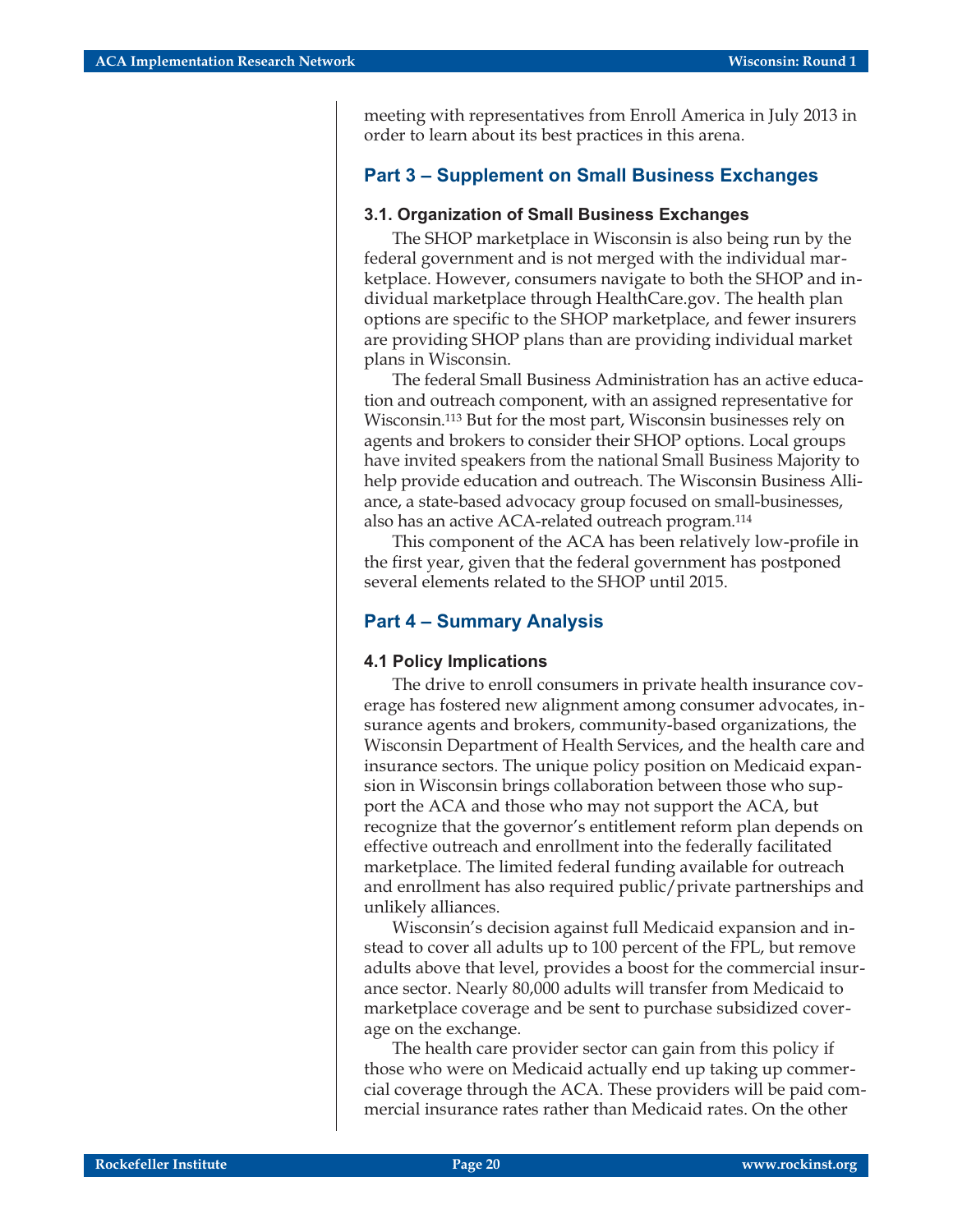meeting with representatives from Enroll America in July 2013 in order to learn about its best practices in this arena.

## Part 3 – Supplement on Small Business Exchanges

### 3.1. Organization of Small Business Exchanges

The SHOP marketplace in Wisconsin is also being run by the federal government and is not merged with the individual marketplace. However, consumers navigate to both the SHOP and individual marketplace through HealthCare.gov. The health plan options are specific to the SHOP marketplace, and fewer insurers are providing SHOP plans than are providing individual market plans in Wisconsin.

The federal Small Business Administration has an active education and outreach component, with an assigned representative for Wisconsin.[113] But for the most part, Wisconsin businesses rely on agents and brokers to consider their SHOP options. Local groups have invited speakers from the national Small Business Majority to help provide education and outreach. The Wisconsin Business Alliance, a state-based advocacy group focused on small-businesses, also has an active ACA-related outreach program.[114]

This component of the ACA has been relatively low-profile in the first year, given that the federal government has postponed several elements related to the SHOP until 2015.

## Part 4 – Summary Analysis

### 4.1 Policy Implications

The drive to enroll consumers in private health insurance coverage has fostered new alignment among consumer advocates, insurance agents and brokers, community-based organizations, the Wisconsin Department of Health Services, and the health care and insurance sectors. The unique policy position on Medicaid expansion in Wisconsin brings collaboration between those who support the ACA and those who may not support the ACA, but recognize that the governor's entitlement reform plan depends on effective outreach and enrollment into the federally facilitated marketplace. The limited federal funding available for outreach and enrollment has also required public/private partnerships and unlikely alliances.

Wisconsin's decision against full Medicaid expansion and instead to cover all adults up to 100 percent of the FPL, but remove adults above that level, provides a boost for the commercial insurance sector. Nearly 80,000 adults will transfer from Medicaid to marketplace coverage and be sent to purchase subsidized coverage on the exchange.

The health care provider sector can gain from this policy if those who were on Medicaid actually end up taking up commercial coverage through the ACA. These providers will be paid commercial insurance rates rather than Medicaid rates. On the other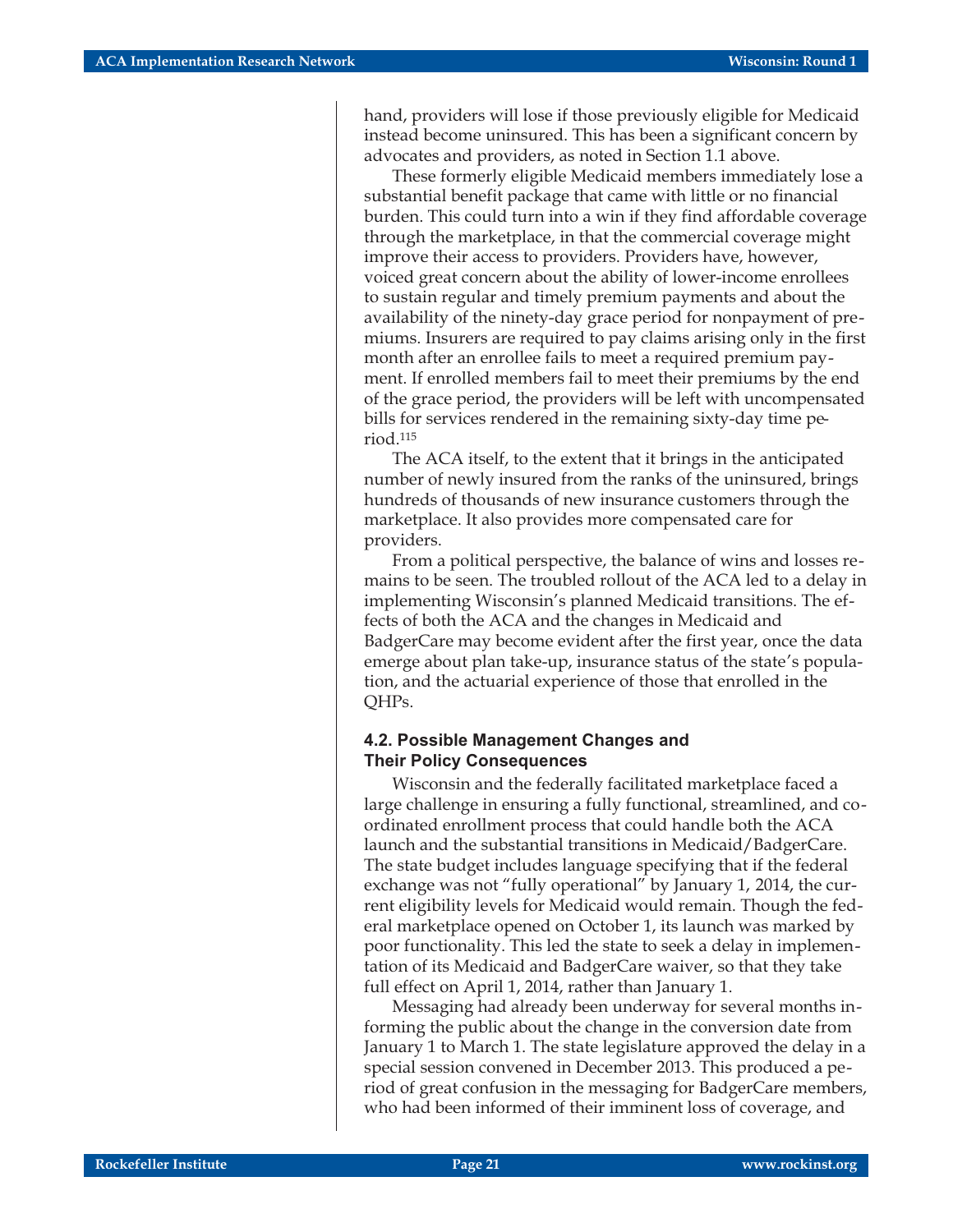hand, providers will lose if those previously eligible for Medicaid instead become uninsured. This has been a significant concern by advocates and providers, as noted in Section 1.1 above.

These formerly eligible Medicaid members immediately lose a substantial benefit package that came with little or no financial burden. This could turn into a win if they find affordable coverage through the marketplace, in that the commercial coverage might improve their access to providers. Providers have, however, voiced great concern about the ability of lower-income enrollees to sustain regular and timely premium payments and about the availability of the ninety-day grace period for nonpayment of premiums. Insurers are required to pay claims arising only in the first month after an enrollee fails to meet a required premium payment. If enrolled members fail to meet their premiums by the end of the grace period, the providers will be left with uncompensated bills for services rendered in the remaining sixty-day time period.[115]

The ACA itself, to the extent that it brings in the anticipated number of newly insured from the ranks of the uninsured, brings hundreds of thousands of new insurance customers through the marketplace. It also provides more compensated care for providers.

From a political perspective, the balance of wins and losses remains to be seen. The troubled rollout of the ACA led to a delay in implementing Wisconsin's planned Medicaid transitions. The effects of both the ACA and the changes in Medicaid and BadgerCare may become evident after the first year, once the data emerge about plan take-up, insurance status of the state's population, and the actuarial experience of those that enrolled in the QHPs.

### 4.2. Possible Management Changes and Their Policy Consequences

Wisconsin and the federally facilitated marketplace faced a large challenge in ensuring a fully functional, streamlined, and coordinated enrollment process that could handle both the ACA launch and the substantial transitions in Medicaid/BadgerCare. The state budget includes language specifying that if the federal exchange was not "fully operational" by January 1, 2014, the current eligibility levels for Medicaid would remain. Though the federal marketplace opened on October 1, its launch was marked by poor functionality. This led the state to seek a delay in implementation of its Medicaid and BadgerCare waiver, so that they take full effect on April 1, 2014, rather than January 1.

Messaging had already been underway for several months informing the public about the change in the conversion date from January 1 to March 1. The state legislature approved the delay in a special session convened in December 2013. This produced a period of great confusion in the messaging for BadgerCare members, who had been informed of their imminent loss of coverage, and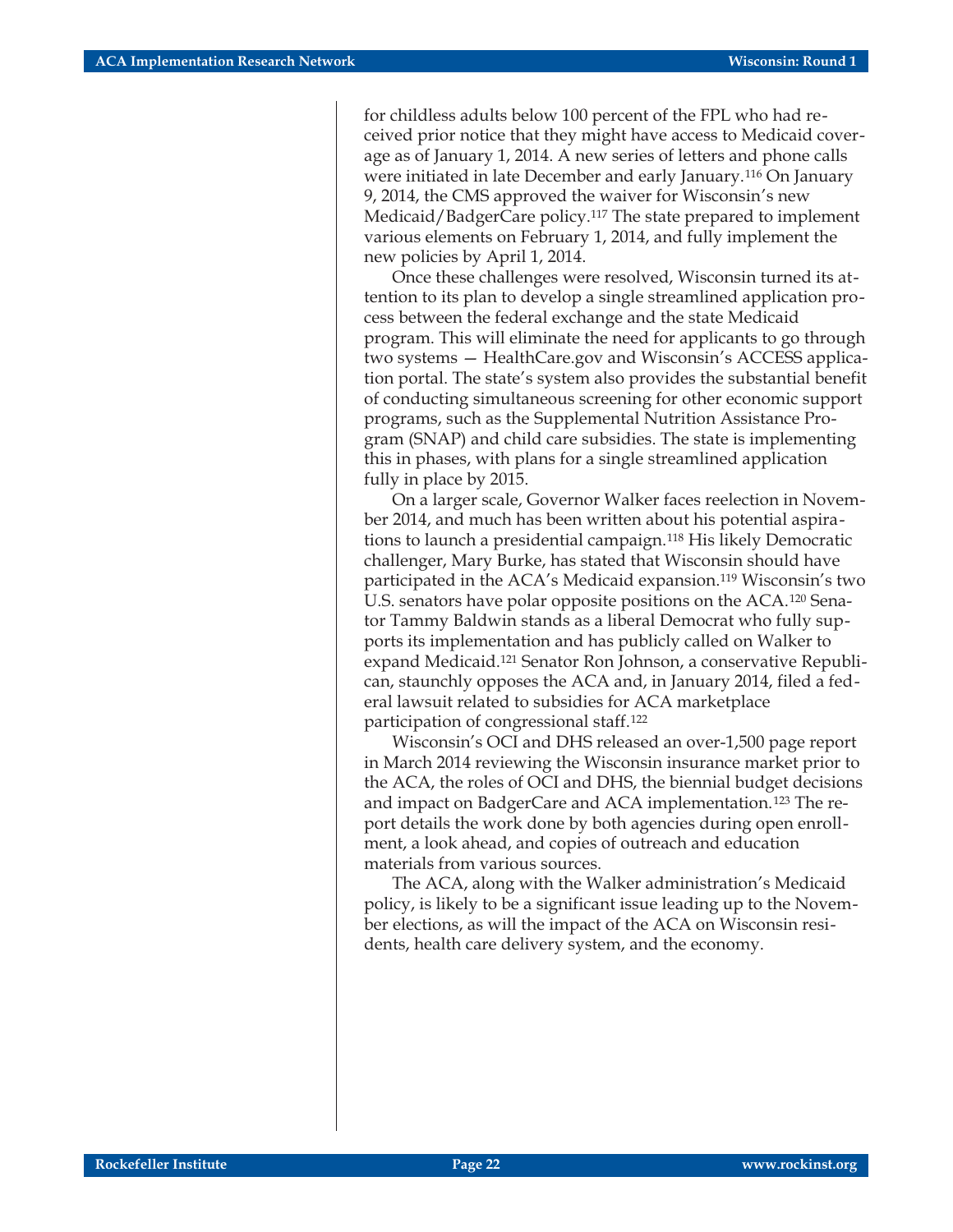for childless adults below 100 percent of the FPL who had received prior notice that they might have access to Medicaid coverage as of January 1, 2014. A new series of letters and phone calls were initiated in late December and early January.[116] On January 9, 2014, the CMS approved the waiver for Wisconsin's new Medicaid/BadgerCare policy.[117] The state prepared to implement various elements on February 1, 2014, and fully implement the new policies by April 1, 2014.

Once these challenges were resolved, Wisconsin turned its attention to its plan to develop a single streamlined application process between the federal exchange and the state Medicaid program. This will eliminate the need for applicants to go through two systems — HealthCare.gov and Wisconsin's ACCESS application portal. The state's system also provides the substantial benefit of conducting simultaneous screening for other economic support programs, such as the Supplemental Nutrition Assistance Program (SNAP) and child care subsidies. The state is implementing this in phases, with plans for a single streamlined application fully in place by 2015.

On a larger scale, Governor Walker faces reelection in November 2014, and much has been written about his potential aspirations to launch a presidential campaign.[118] His likely Democratic challenger, Mary Burke, has stated that Wisconsin should have participated in the ACA's Medicaid expansion.[119] Wisconsin's two U.S. senators have polar opposite positions on the ACA.[120] Senator Tammy Baldwin stands as a liberal Democrat who fully supports its implementation and has publicly called on Walker to expand Medicaid.[121] Senator Ron Johnson, a conservative Republican, staunchly opposes the ACA and, in January 2014, filed a federal lawsuit related to subsidies for ACA marketplace participation of congressional staff.[122]

Wisconsin's OCI and DHS released an over-1,500 page report in March 2014 reviewing the Wisconsin insurance market prior to the ACA, the roles of OCI and DHS, the biennial budget decisions and impact on BadgerCare and ACA implementation.[123] The report details the work done by both agencies during open enrollment, a look ahead, and copies of outreach and education materials from various sources.

The ACA, along with the Walker administration's Medicaid policy, is likely to be a significant issue leading up to the November elections, as will the impact of the ACA on Wisconsin residents, health care delivery system, and the economy.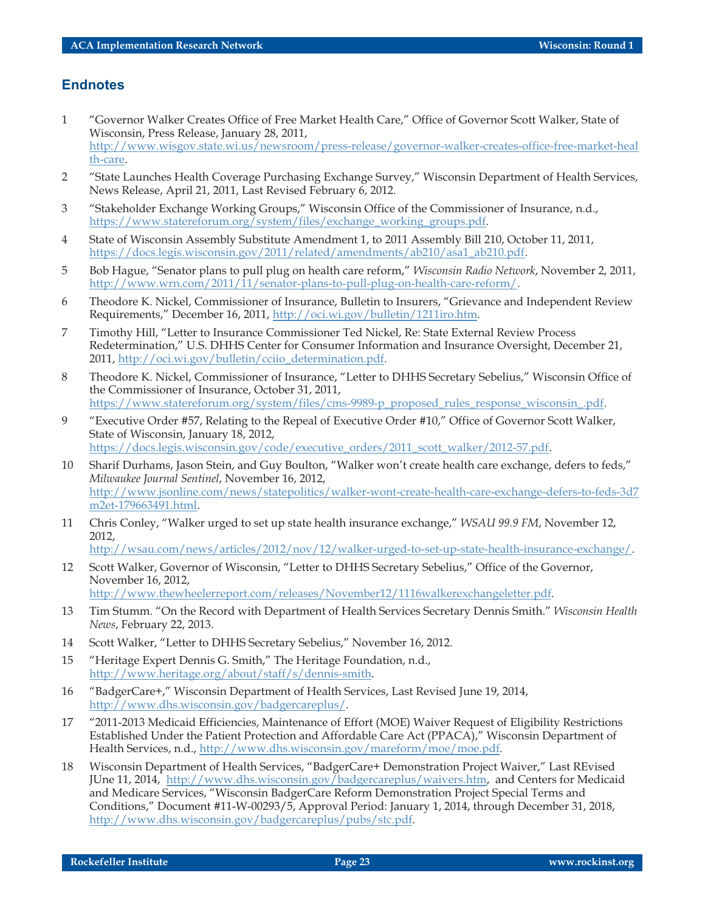## Endnotes

1. "Governor Walker Creates Office of Free Market Health Care," Office of Governor Scott Walker, State of Wisconsin, Press Release, January 28, 2011, http://www.wisgov.state.wi.us/newsroom/press-release/governor-walker-creates-office-free-market-health-care.
2. "State Launches Health Coverage Purchasing Exchange Survey," Wisconsin Department of Health Services, News Release, April 21, 2011, Last Revised February 6, 2012.
3. "Stakeholder Exchange Working Groups," Wisconsin Office of the Commissioner of Insurance, n.d., https://www.statereforum.org/system/files/exchange_working_groups.pdf.
4. State of Wisconsin Assembly Substitute Amendment 1, to 2011 Assembly Bill 210, October 11, 2011, https://docs.legis.wisconsin.gov/2011/related/amendments/ab210/asa1_ab210.pdf.
5. Bob Hague, "Senator plans to pull plug on health care reform," *Wisconsin Radio Network*, November 2, 2011, http://www.wrn.com/2011/11/senator-plans-to-pull-plug-on-health-care-reform/.
6. Theodore K. Nickel, Commissioner of Insurance, Bulletin to Insurers, "Grievance and Independent Review Requirements," December 16, 2011, http://oci.wi.gov/bulletin/1211iro.htm.
7. Timothy Hill, "Letter to Insurance Commissioner Ted Nickel, Re: State External Review Process Redetermination," U.S. DHHS Center for Consumer Information and Insurance Oversight, December 21, 2011, http://oci.wi.gov/bulletin/cciio_determination.pdf.
8. Theodore K. Nickel, Commissioner of Insurance, "Letter to DHHS Secretary Sebelius," Wisconsin Office of the Commissioner of Insurance, October 31, 2011, https://www.statereforum.org/system/files/cms-9989-p_proposed_rules_response_wisconsin_.pdf.
9. "Executive Order #57, Relating to the Repeal of Executive Order #10," Office of Governor Scott Walker, State of Wisconsin, January 18, 2012, https://docs.legis.wisconsin.gov/code/executive_orders/2011_scott_walker/2012-57.pdf.
10. Sharif Durhams, Jason Stein, and Guy Boulton, "Walker won't create health care exchange, defers to feds," *Milwaukee Journal Sentinel*, November 16, 2012, http://www.jsonline.com/news/statepolitics/walker-wont-create-health-care-exchange-defers-to-feds-3d7m2et-179663491.html.
11. Chris Conley, "Walker urged to set up state health insurance exchange," *WSAU 99.9 FM*, November 12, 2012, http://wsau.com/news/articles/2012/nov/12/walker-urged-to-set-up-state-health-insurance-exchange/.
12. Scott Walker, Governor of Wisconsin, "Letter to DHHS Secretary Sebelius," Office of the Governor, November 16, 2012, http://www.thewheelerreport.com/releases/November12/1116walkerexchangeletter.pdf.
13. Tim Stumm. "On the Record with Department of Health Services Secretary Dennis Smith." *Wisconsin Health News*, February 22, 2013.
14. Scott Walker, "Letter to DHHS Secretary Sebelius," November 16, 2012.
15. "Heritage Expert Dennis G. Smith," The Heritage Foundation, n.d., http://www.heritage.org/about/staff/s/dennis-smith.
16. "BadgerCare+," Wisconsin Department of Health Services, Last Revised June 19, 2014, http://www.dhs.wisconsin.gov/badgercareplus/.
17. "2011-2013 Medicaid Efficiencies, Maintenance of Effort (MOE) Waiver Request of Eligibility Restrictions Established Under the Patient Protection and Affordable Care Act (PPACA)," Wisconsin Department of Health Services, n.d., http://www.dhs.wisconsin.gov/mareform/moe/moe.pdf.
18. Wisconsin Department of Health Services, "BadgerCare+ Demonstration Project Waiver," Last REvised JUne 11, 2014, http://www.dhs.wisconsin.gov/badgercareplus/waivers.htm, and Centers for Medicaid and Medicare Services, "Wisconsin BadgerCare Reform Demonstration Project Special Terms and Conditions," Document #11-W-00293/5, Approval Period: January 1, 2014, through December 31, 2018, http://www.dhs.wisconsin.gov/badgercareplus/pubs/stc.pdf.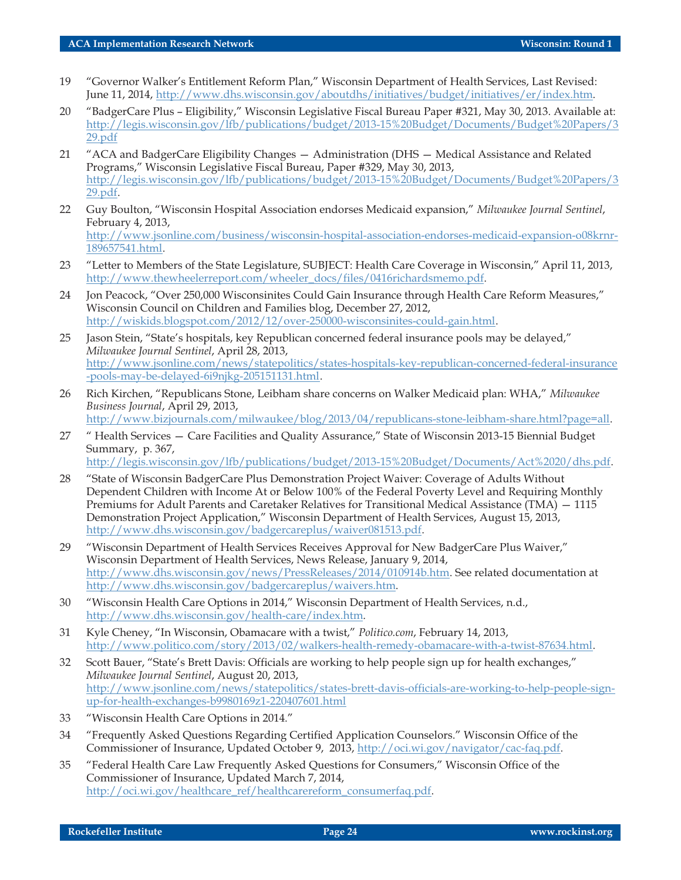19 "Governor Walker's Entitlement Reform Plan," Wisconsin Department of Health Services, Last Revised: June 11, 2014, http://www.dhs.wisconsin.gov/aboutdhs/initiatives/budget/initiatives/er/index.htm.

20 "BadgerCare Plus – Eligibility," Wisconsin Legislative Fiscal Bureau Paper #321, May 30, 2013. Available at: http://legis.wisconsin.gov/lfb/publications/budget/2013-15%20Budget/Documents/Budget%20Papers/329.pdf

21 "ACA and BadgerCare Eligibility Changes — Administration (DHS — Medical Assistance and Related Programs," Wisconsin Legislative Fiscal Bureau, Paper #329, May 30, 2013, http://legis.wisconsin.gov/lfb/publications/budget/2013-15%20Budget/Documents/Budget%20Papers/329.pdf.

22 Guy Boulton, "Wisconsin Hospital Association endorses Medicaid expansion," *Milwaukee Journal Sentinel*, February 4, 2013, http://www.jsonline.com/business/wisconsin-hospital-association-endorses-medicaid-expansion-o08krnr-189657541.html.

23 "Letter to Members of the State Legislature, SUBJECT: Health Care Coverage in Wisconsin," April 11, 2013, http://www.thewheelerreport.com/wheeler_docs/files/0416richardsmemo.pdf.

24 Jon Peacock, "Over 250,000 Wisconsinites Could Gain Insurance through Health Care Reform Measures," Wisconsin Council on Children and Families blog, December 27, 2012, http://wiskids.blogspot.com/2012/12/over-250000-wisconsinites-could-gain.html.

25 Jason Stein, "State's hospitals, key Republican concerned federal insurance pools may be delayed," *Milwaukee Journal Sentinel*, April 28, 2013, http://www.jsonline.com/news/statepolitics/states-hospitals-key-republican-concerned-federal-insurance-pools-may-be-delayed-6i9njkg-205151131.html.

26 Rich Kirchen, "Republicans Stone, Leibham share concerns on Walker Medicaid plan: WHA," *Milwaukee Business Journal*, April 29, 2013, http://www.bizjournals.com/milwaukee/blog/2013/04/republicans-stone-leibham-share.html?page=all.

27 " Health Services — Care Facilities and Quality Assurance," State of Wisconsin 2013-15 Biennial Budget Summary, p. 367, http://legis.wisconsin.gov/lfb/publications/budget/2013-15%20Budget/Documents/Act%2020/dhs.pdf.

28 "State of Wisconsin BadgerCare Plus Demonstration Project Waiver: Coverage of Adults Without Dependent Children with Income At or Below 100% of the Federal Poverty Level and Requiring Monthly Premiums for Adult Parents and Caretaker Relatives for Transitional Medical Assistance (TMA) — 1115 Demonstration Project Application," Wisconsin Department of Health Services, August 15, 2013, http://www.dhs.wisconsin.gov/badgercareplus/waiver081513.pdf.

29 "Wisconsin Department of Health Services Receives Approval for New BadgerCare Plus Waiver," Wisconsin Department of Health Services, News Release, January 9, 2014, http://www.dhs.wisconsin.gov/news/PressReleases/2014/010914b.htm. See related documentation at http://www.dhs.wisconsin.gov/badgercareplus/waivers.htm.

30 "Wisconsin Health Care Options in 2014," Wisconsin Department of Health Services, n.d., http://www.dhs.wisconsin.gov/health-care/index.htm.

31 Kyle Cheney, "In Wisconsin, Obamacare with a twist," *Politico.com*, February 14, 2013, http://www.politico.com/story/2013/02/walkers-health-remedy-obamacare-with-a-twist-87634.html.

32 Scott Bauer, "State's Brett Davis: Officials are working to help people sign up for health exchanges," *Milwaukee Journal Sentinel*, August 20, 2013, http://www.jsonline.com/news/statepolitics/states-brett-davis-officials-are-working-to-help-people-sign-up-for-health-exchanges-b9980169z1-220407601.html

33 "Wisconsin Health Care Options in 2014."

34 "Frequently Asked Questions Regarding Certified Application Counselors." Wisconsin Office of the Commissioner of Insurance, Updated October 9, 2013, http://oci.wi.gov/navigator/cac-faq.pdf.

35 "Federal Health Care Law Frequently Asked Questions for Consumers," Wisconsin Office of the Commissioner of Insurance, Updated March 7, 2014, http://oci.wi.gov/healthcare_ref/healthcarereform_consumerfaq.pdf.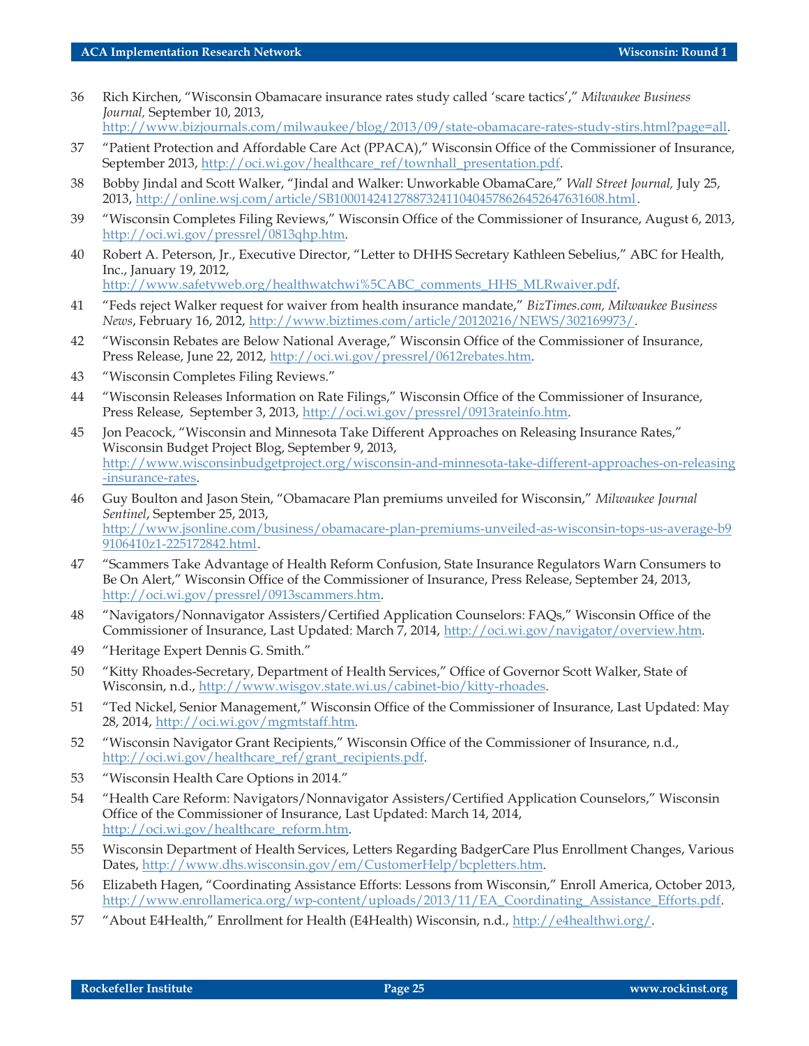36 Rich Kirchen, "Wisconsin Obamacare insurance rates study called 'scare tactics'," *Milwaukee Business Journal,* September 10, 2013, http://www.bizjournals.com/milwaukee/blog/2013/09/state-obamacare-rates-study-stirs.html?page=all.

37 "Patient Protection and Affordable Care Act (PPACA)," Wisconsin Office of the Commissioner of Insurance, September 2013, http://oci.wi.gov/healthcare_ref/townhall_presentation.pdf.

38 Bobby Jindal and Scott Walker, "Jindal and Walker: Unworkable ObamaCare," *Wall Street Journal,* July 25, 2013, http://online.wsj.com/article/SB10001424127887324110404578626452647631608.html.

39 "Wisconsin Completes Filing Reviews," Wisconsin Office of the Commissioner of Insurance, August 6, 2013, http://oci.wi.gov/pressrel/0813qhp.htm.

40 Robert A. Peterson, Jr., Executive Director, "Letter to DHHS Secretary Kathleen Sebelius," ABC for Health, Inc., January 19, 2012, http://www.safetyweb.org/healthwatchwi%5CABC_comments_HHS_MLRwaiver.pdf.

41 "Feds reject Walker request for waiver from health insurance mandate," *BizTimes.com, Milwaukee Business News*, February 16, 2012, http://www.biztimes.com/article/20120216/NEWS/302169973/.

42 "Wisconsin Rebates are Below National Average," Wisconsin Office of the Commissioner of Insurance, Press Release, June 22, 2012, http://oci.wi.gov/pressrel/0612rebates.htm.

43 "Wisconsin Completes Filing Reviews."

44 "Wisconsin Releases Information on Rate Filings," Wisconsin Office of the Commissioner of Insurance, Press Release, September 3, 2013, http://oci.wi.gov/pressrel/0913rateinfo.htm.

45 Jon Peacock, "Wisconsin and Minnesota Take Different Approaches on Releasing Insurance Rates," Wisconsin Budget Project Blog, September 9, 2013, http://www.wisconsinbudgetproject.org/wisconsin-and-minnesota-take-different-approaches-on-releasing-insurance-rates.

46 Guy Boulton and Jason Stein, "Obamacare Plan premiums unveiled for Wisconsin," *Milwaukee Journal Sentinel*, September 25, 2013, http://www.jsonline.com/business/obamacare-plan-premiums-unveiled-as-wisconsin-tops-us-average-b99106410z1-225172842.html.

47 "Scammers Take Advantage of Health Reform Confusion, State Insurance Regulators Warn Consumers to Be On Alert," Wisconsin Office of the Commissioner of Insurance, Press Release, September 24, 2013, http://oci.wi.gov/pressrel/0913scammers.htm.

48 "Navigators/Nonnavigator Assisters/Certified Application Counselors: FAQs," Wisconsin Office of the Commissioner of Insurance, Last Updated: March 7, 2014, http://oci.wi.gov/navigator/overview.htm.

49 "Heritage Expert Dennis G. Smith."

50 "Kitty Rhoades-Secretary, Department of Health Services," Office of Governor Scott Walker, State of Wisconsin, n.d., http://www.wisgov.state.wi.us/cabinet-bio/kitty-rhoades.

51 "Ted Nickel, Senior Management," Wisconsin Office of the Commissioner of Insurance, Last Updated: May 28, 2014, http://oci.wi.gov/mgmtstaff.htm.

52 "Wisconsin Navigator Grant Recipients," Wisconsin Office of the Commissioner of Insurance, n.d., http://oci.wi.gov/healthcare_ref/grant_recipients.pdf.

53 "Wisconsin Health Care Options in 2014."

54 "Health Care Reform: Navigators/Nonnavigator Assisters/Certified Application Counselors," Wisconsin Office of the Commissioner of Insurance, Last Updated: March 14, 2014, http://oci.wi.gov/healthcare_reform.htm.

55 Wisconsin Department of Health Services, Letters Regarding BadgerCare Plus Enrollment Changes, Various Dates, http://www.dhs.wisconsin.gov/em/CustomerHelp/bcpletters.htm.

56 Elizabeth Hagen, "Coordinating Assistance Efforts: Lessons from Wisconsin," Enroll America, October 2013, http://www.enrollamerica.org/wp-content/uploads/2013/11/EA_Coordinating_Assistance_Efforts.pdf.

57 "About E4Health," Enrollment for Health (E4Health) Wisconsin, n.d., http://e4healthwi.org/.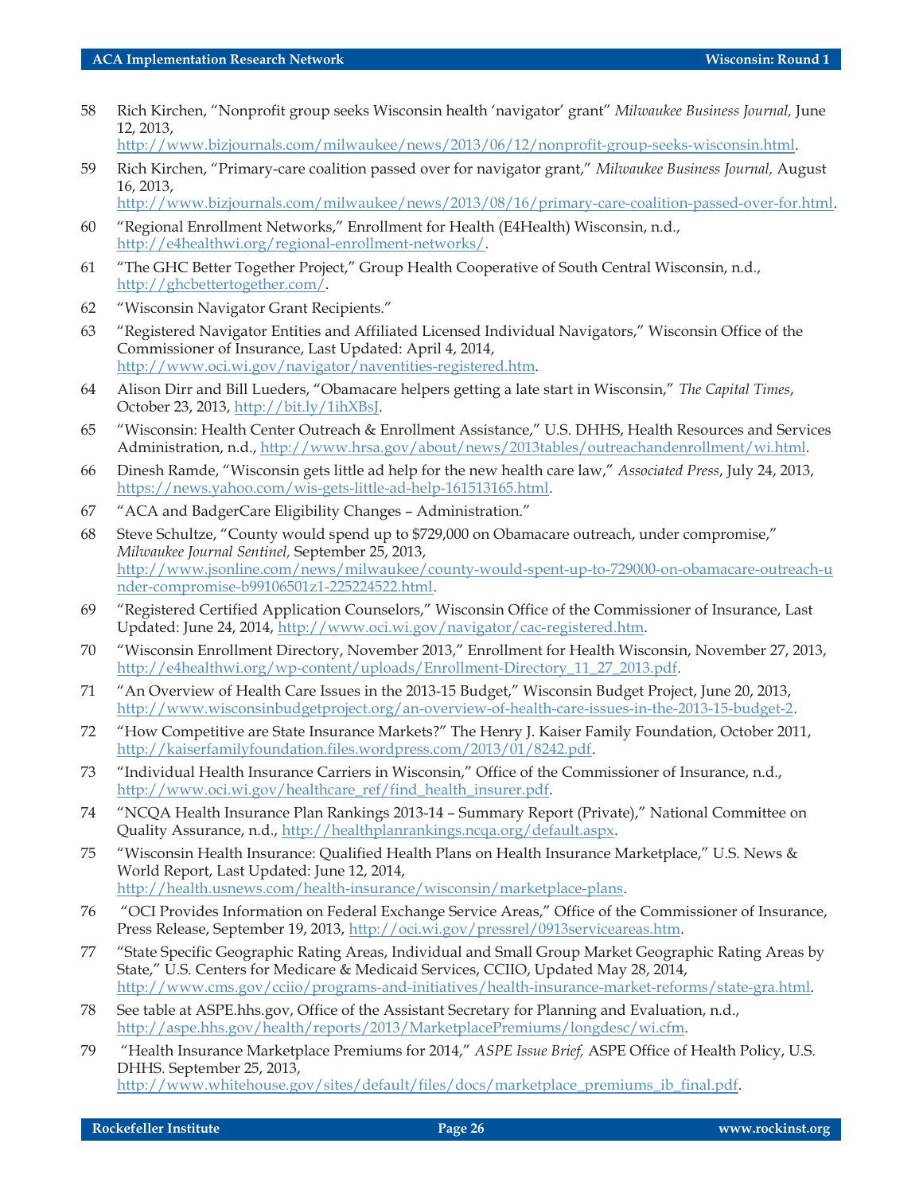58 Rich Kirchen, "Nonprofit group seeks Wisconsin health 'navigator' grant" *Milwaukee Business Journal,* June 12, 2013, http://www.bizjournals.com/milwaukee/news/2013/06/12/nonprofit-group-seeks-wisconsin.html.

59 Rich Kirchen, "Primary-care coalition passed over for navigator grant," *Milwaukee Business Journal,* August 16, 2013, http://www.bizjournals.com/milwaukee/news/2013/08/16/primary-care-coalition-passed-over-for.html.

60 "Regional Enrollment Networks," Enrollment for Health (E4Health) Wisconsin, n.d., http://e4healthwi.org/regional-enrollment-networks/.

61 "The GHC Better Together Project," Group Health Cooperative of South Central Wisconsin, n.d., http://ghcbettertogether.com/.

62 "Wisconsin Navigator Grant Recipients."

63 "Registered Navigator Entities and Affiliated Licensed Individual Navigators," Wisconsin Office of the Commissioner of Insurance, Last Updated: April 4, 2014, http://www.oci.wi.gov/navigator/naventities-registered.htm.

64 Alison Dirr and Bill Lueders, "Obamacare helpers getting a late start in Wisconsin," *The Capital Times*, October 23, 2013, http://bit.ly/1ihXBsJ.

65 "Wisconsin: Health Center Outreach & Enrollment Assistance," U.S. DHHS, Health Resources and Services Administration, n.d., http://www.hrsa.gov/about/news/2013tables/outreachandenrollment/wi.html.

66 Dinesh Ramde, "Wisconsin gets little ad help for the new health care law," *Associated Press*, July 24, 2013, https://news.yahoo.com/wis-gets-little-ad-help-161513165.html.

67 "ACA and BadgerCare Eligibility Changes – Administration."

68 Steve Schultze, "County would spend up to $729,000 on Obamacare outreach, under compromise," *Milwaukee Journal Sentinel,* September 25, 2013, http://www.jsonline.com/news/milwaukee/county-would-spent-up-to-729000-on-obamacare-outreach-under-compromise-b99106501z1-225224522.html.

69 "Registered Certified Application Counselors," Wisconsin Office of the Commissioner of Insurance, Last Updated: June 24, 2014, http://www.oci.wi.gov/navigator/cac-registered.htm.

70 "Wisconsin Enrollment Directory, November 2013," Enrollment for Health Wisconsin, November 27, 2013, http://e4healthwi.org/wp-content/uploads/Enrollment-Directory_11_27_2013.pdf.

71 "An Overview of Health Care Issues in the 2013-15 Budget," Wisconsin Budget Project, June 20, 2013, http://www.wisconsinbudgetproject.org/an-overview-of-health-care-issues-in-the-2013-15-budget-2.

72 "How Competitive are State Insurance Markets?" The Henry J. Kaiser Family Foundation, October 2011, http://kaiserfamilyfoundation.files.wordpress.com/2013/01/8242.pdf.

73 "Individual Health Insurance Carriers in Wisconsin," Office of the Commissioner of Insurance, n.d., http://www.oci.wi.gov/healthcare_ref/find_health_insurer.pdf.

74 "NCQA Health Insurance Plan Rankings 2013-14 – Summary Report (Private)," National Committee on Quality Assurance, n.d., http://healthplanrankings.ncqa.org/default.aspx.

75 "Wisconsin Health Insurance: Qualified Health Plans on Health Insurance Marketplace," U.S. News & World Report, Last Updated: June 12, 2014, http://health.usnews.com/health-insurance/wisconsin/marketplace-plans.

76 "OCI Provides Information on Federal Exchange Service Areas," Office of the Commissioner of Insurance, Press Release, September 19, 2013, http://oci.wi.gov/pressrel/0913serviceareas.htm.

77 "State Specific Geographic Rating Areas, Individual and Small Group Market Geographic Rating Areas by State," U.S. Centers for Medicare & Medicaid Services, CCIIO, Updated May 28, 2014, http://www.cms.gov/cciio/programs-and-initiatives/health-insurance-market-reforms/state-gra.html.

78 See table at ASPE.hhs.gov, Office of the Assistant Secretary for Planning and Evaluation, n.d., http://aspe.hhs.gov/health/reports/2013/MarketplacePremiums/longdesc/wi.cfm.

79 "Health Insurance Marketplace Premiums for 2014," *ASPE Issue Brief,* ASPE Office of Health Policy, U.S. DHHS. September 25, 2013, http://www.whitehouse.gov/sites/default/files/docs/marketplace_premiums_ib_final.pdf.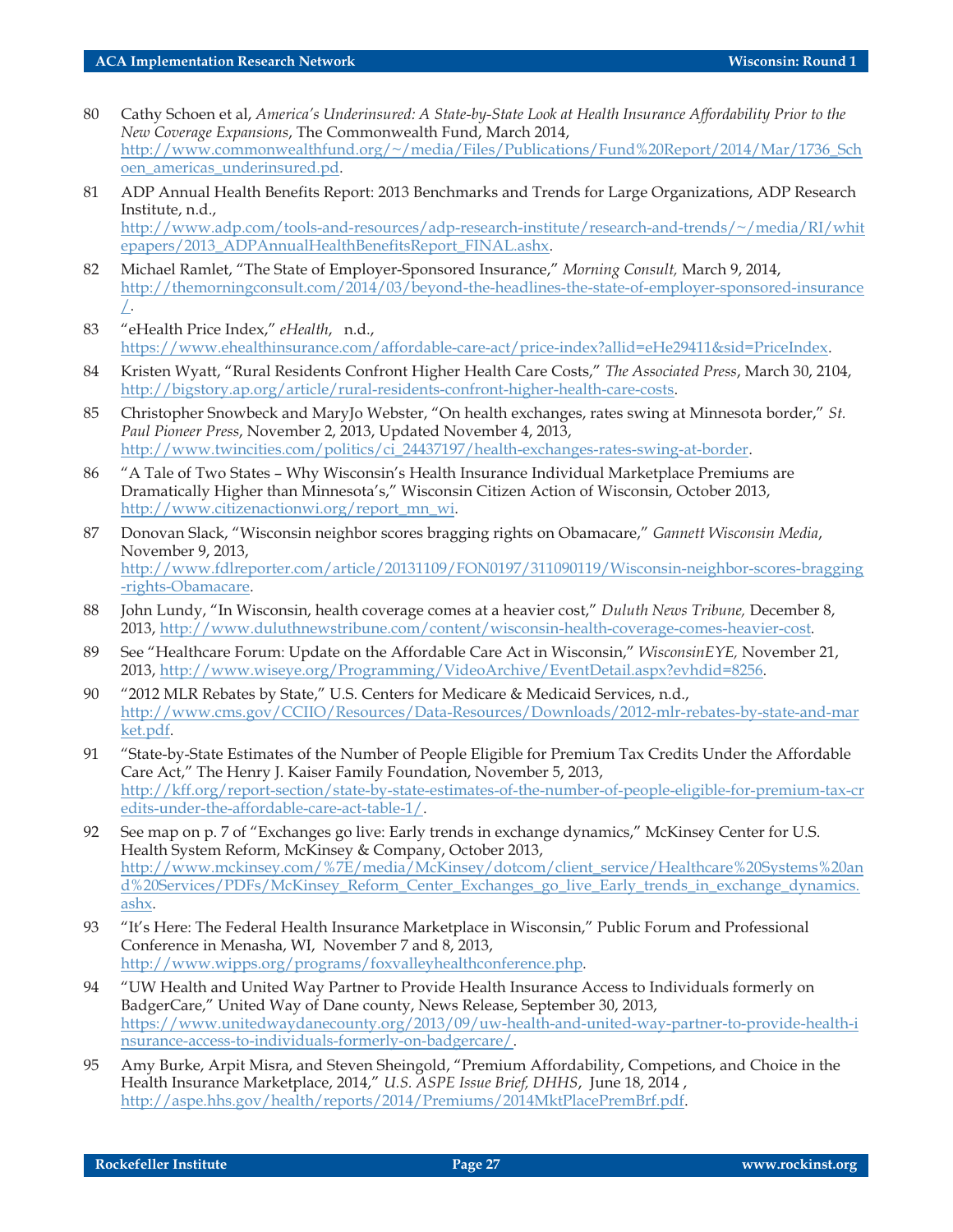80 Cathy Schoen et al, *America's Underinsured: A State-by-State Look at Health Insurance Affordability Prior to the New Coverage Expansions*, The Commonwealth Fund, March 2014, http://www.commonwealthfund.org/~/media/Files/Publications/Fund%20Report/2014/Mar/1736_Schoen_americas_underinsured.pd.

81 ADP Annual Health Benefits Report: 2013 Benchmarks and Trends for Large Organizations, ADP Research Institute, n.d., http://www.adp.com/tools-and-resources/adp-research-institute/research-and-trends/~/media/RI/whitepapers/2013_ADPAnnualHealthBenefitsReport_FINAL.ashx.

82 Michael Ramlet, "The State of Employer-Sponsored Insurance," *Morning Consult,* March 9, 2014, http://themorningconsult.com/2014/03/beyond-the-headlines-the-state-of-employer-sponsored-insurance/.

83 "eHealth Price Index," *eHealth*, n.d., https://www.ehealthinsurance.com/affordable-care-act/price-index?allid=eHe29411&sid=PriceIndex.

84 Kristen Wyatt, "Rural Residents Confront Higher Health Care Costs," *The Associated Press*, March 30, 2104, http://bigstory.ap.org/article/rural-residents-confront-higher-health-care-costs.

85 Christopher Snowbeck and MaryJo Webster, "On health exchanges, rates swing at Minnesota border," *St. Paul Pioneer Press*, November 2, 2013, Updated November 4, 2013, http://www.twincities.com/politics/ci_24437197/health-exchanges-rates-swing-at-border.

86 "A Tale of Two States – Why Wisconsin's Health Insurance Individual Marketplace Premiums are Dramatically Higher than Minnesota's," Wisconsin Citizen Action of Wisconsin, October 2013, http://www.citizenactionwi.org/report_mn_wi.

87 Donovan Slack, "Wisconsin neighbor scores bragging rights on Obamacare," *Gannett Wisconsin Media*, November 9, 2013, http://www.fdlreporter.com/article/20131109/FON0197/311090119/Wisconsin-neighbor-scores-bragging-rights-Obamacare.

88 John Lundy, "In Wisconsin, health coverage comes at a heavier cost," *Duluth News Tribune,* December 8, 2013, http://www.duluthnewstribune.com/content/wisconsin-health-coverage-comes-heavier-cost.

89 See "Healthcare Forum: Update on the Affordable Care Act in Wisconsin," *WisconsinEYE,* November 21, 2013, http://www.wiseye.org/Programming/VideoArchive/EventDetail.aspx?evhdid=8256.

90 "2012 MLR Rebates by State," U.S. Centers for Medicare & Medicaid Services, n.d., http://www.cms.gov/CCIIO/Resources/Data-Resources/Downloads/2012-mlr-rebates-by-state-and-market.pdf.

91 "State-by-State Estimates of the Number of People Eligible for Premium Tax Credits Under the Affordable Care Act," The Henry J. Kaiser Family Foundation, November 5, 2013, http://kff.org/report-section/state-by-state-estimates-of-the-number-of-people-eligible-for-premium-tax-credits-under-the-affordable-care-act-table-1/.

92 See map on p. 7 of "Exchanges go live: Early trends in exchange dynamics," McKinsey Center for U.S. Health System Reform, McKinsey & Company, October 2013, http://www.mckinsey.com/%7E/media/McKinsey/dotcom/client_service/Healthcare%20Systems%20and%20Services/PDFs/McKinsey_Reform_Center_Exchanges_go_live_Early_trends_in_exchange_dynamics.ashx.

93 "It's Here: The Federal Health Insurance Marketplace in Wisconsin," Public Forum and Professional Conference in Menasha, WI, November 7 and 8, 2013, http://www.wipps.org/programs/foxvalleyhealthconference.php.

94 "UW Health and United Way Partner to Provide Health Insurance Access to Individuals formerly on BadgerCare," United Way of Dane county, News Release, September 30, 2013, https://www.unitedwaydanecounty.org/2013/09/uw-health-and-united-way-partner-to-provide-health-insurance-access-to-individuals-formerly-on-badgercare/.

95 Amy Burke, Arpit Misra, and Steven Sheingold, "Premium Affordability, Competions, and Choice in the Health Insurance Marketplace, 2014," *U.S. ASPE Issue Brief, DHHS*, June 18, 2014 , http://aspe.hhs.gov/health/reports/2014/Premiums/2014MktPlacePremBrf.pdf.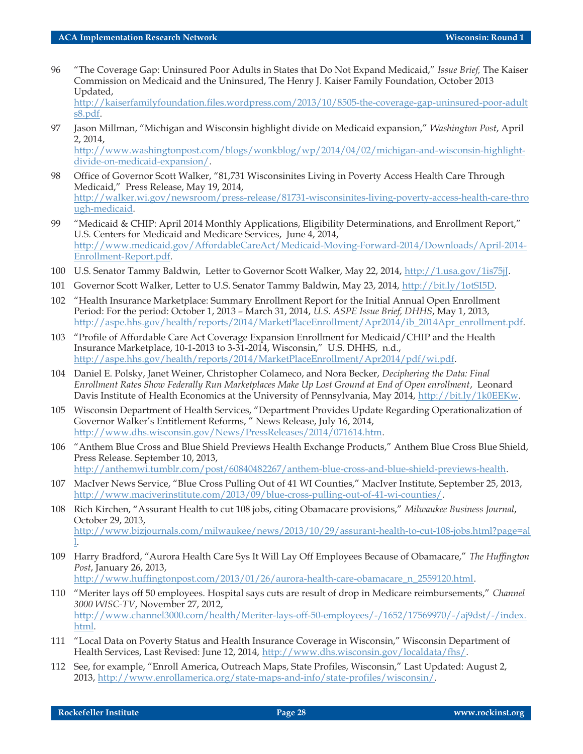96 “The Coverage Gap: Uninsured Poor Adults in States that Do Not Expand Medicaid,” *Issue Brief,* The Kaiser Commission on Medicaid and the Uninsured, The Henry J. Kaiser Family Foundation, October 2013 Updated, http://kaiserfamilyfoundation.files.wordpress.com/2013/10/8505-the-coverage-gap-uninsured-poor-adults8.pdf.

97 Jason Millman, “Michigan and Wisconsin highlight divide on Medicaid expansion,” *Washington Post*, April 2, 2014, http://www.washingtonpost.com/blogs/wonkblog/wp/2014/04/02/michigan-and-wisconsin-highlight-divide-on-medicaid-expansion/.

98 Office of Governor Scott Walker, “81,731 Wisconsinites Living in Poverty Access Health Care Through Medicaid,” Press Release, May 19, 2014, http://walker.wi.gov/newsroom/press-release/81731-wisconsinites-living-poverty-access-health-care-through-medicaid.

99 “Medicaid & CHIP: April 2014 Monthly Applications, Eligibility Determinations, and Enrollment Report,” U.S. Centers for Medicaid and Medicare Services, June 4, 2014, http://www.medicaid.gov/AffordableCareAct/Medicaid-Moving-Forward-2014/Downloads/April-2014-Enrollment-Report.pdf.

100 U.S. Senator Tammy Baldwin, Letter to Governor Scott Walker, May 22, 2014, http://1.usa.gov/1is75jJ.

101 Governor Scott Walker, Letter to U.S. Senator Tammy Baldwin, May 23, 2014, http://bit.ly/1otSI5D.

102 “Health Insurance Marketplace: Summary Enrollment Report for the Initial Annual Open Enrollment Period: For the period: October 1, 2013 – March 31, 2014, *U.S. ASPE Issue Brief, DHHS*, May 1, 2013, http://aspe.hhs.gov/health/reports/2014/MarketPlaceEnrollment/Apr2014/ib_2014Apr_enrollment.pdf.

103 “Profile of Affordable Care Act Coverage Expansion Enrollment for Medicaid/CHIP and the Health Insurance Marketplace, 10-1-2013 to 3-31-2014, Wisconsin,” U.S. DHHS, n.d., http://aspe.hhs.gov/health/reports/2014/MarketPlaceEnrollment/Apr2014/pdf/wi.pdf.

104 Daniel E. Polsky, Janet Weiner, Christopher Colameco, and Nora Becker, *Deciphering the Data: Final Enrollment Rates Show Federally Run Marketplaces Make Up Lost Ground at End of Open enrollment*, Leonard Davis Institute of Health Economics at the University of Pennsylvania, May 2014, http://bit.ly/1k0EEKw.

105 Wisconsin Department of Health Services, “Department Provides Update Regarding Operationalization of Governor Walker’s Entitlement Reforms, ” News Release, July 16, 2014, http://www.dhs.wisconsin.gov/News/PressReleases/2014/071614.htm.

106 “Anthem Blue Cross and Blue Shield Previews Health Exchange Products,” Anthem Blue Cross Blue Shield, Press Release. September 10, 2013, http://anthemwi.tumblr.com/post/60840482267/anthem-blue-cross-and-blue-shield-previews-health.

107 MacIver News Service, “Blue Cross Pulling Out of 41 WI Counties,” MacIver Institute, September 25, 2013, http://www.maciverinstitute.com/2013/09/blue-cross-pulling-out-of-41-wi-counties/.

108 Rich Kirchen, “Assurant Health to cut 108 jobs, citing Obamacare provisions,” *Milwaukee Business Journal*, October 29, 2013, http://www.bizjournals.com/milwaukee/news/2013/10/29/assurant-health-to-cut-108-jobs.html?page=all.

109 Harry Bradford, “Aurora Health Care Sys It Will Lay Off Employees Because of Obamacare,” *The Huffington Post*, January 26, 2013, http://www.huffingtonpost.com/2013/01/26/aurora-health-care-obamacare_n_2559120.html.

110 “Meriter lays off 50 employees. Hospital says cuts are result of drop in Medicare reimbursements,” *Channel 3000 WISC-TV*, November 27, 2012, http://www.channel3000.com/health/Meriter-lays-off-50-employees/-/1652/17569970/-/aj9dst/-/index.html.

111 “Local Data on Poverty Status and Health Insurance Coverage in Wisconsin,” Wisconsin Department of Health Services, Last Revised: June 12, 2014, http://www.dhs.wisconsin.gov/localdata/fhs/.

112 See, for example, “Enroll America, Outreach Maps, State Profiles, Wisconsin,” Last Updated: August 2, 2013, http://www.enrollamerica.org/state-maps-and-info/state-profiles/wisconsin/.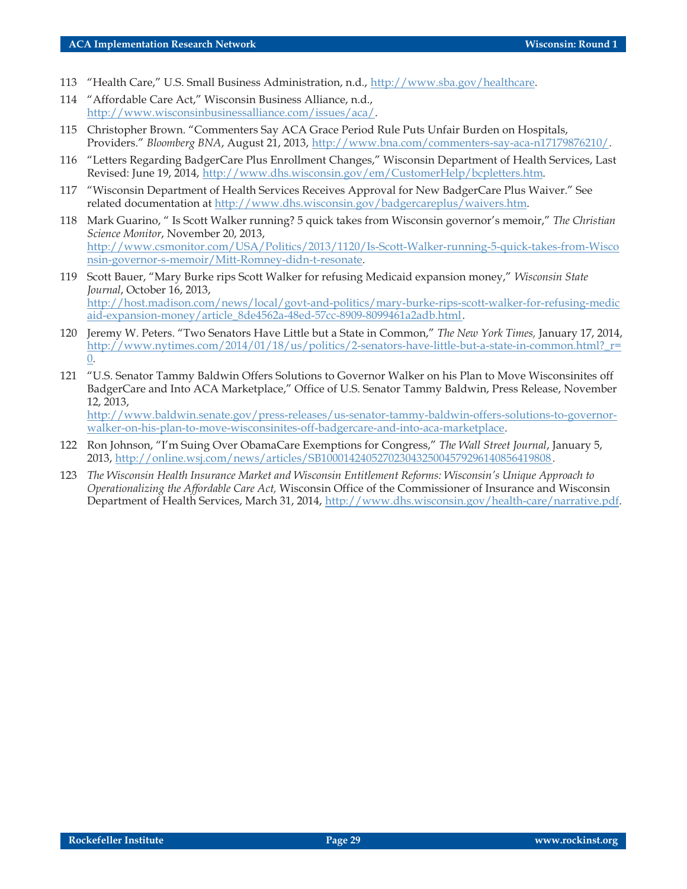113 "Health Care," U.S. Small Business Administration, n.d., http://www.sba.gov/healthcare.

114 "Affordable Care Act," Wisconsin Business Alliance, n.d., http://www.wisconsinbusinessalliance.com/issues/aca/.

115 Christopher Brown. "Commenters Say ACA Grace Period Rule Puts Unfair Burden on Hospitals, Providers." *Bloomberg BNA*, August 21, 2013, http://www.bna.com/commenters-say-aca-n17179876210/.

116 "Letters Regarding BadgerCare Plus Enrollment Changes," Wisconsin Department of Health Services, Last Revised: June 19, 2014, http://www.dhs.wisconsin.gov/em/CustomerHelp/bcpletters.htm.

117 "Wisconsin Department of Health Services Receives Approval for New BadgerCare Plus Waiver." See related documentation at http://www.dhs.wisconsin.gov/badgercareplus/waivers.htm.

118 Mark Guarino, " Is Scott Walker running? 5 quick takes from Wisconsin governor's memoir," *The Christian Science Monitor*, November 20, 2013, http://www.csmonitor.com/USA/Politics/2013/1120/Is-Scott-Walker-running-5-quick-takes-from-Wisconsin-governor-s-memoir/Mitt-Romney-didn-t-resonate.

119 Scott Bauer, "Mary Burke rips Scott Walker for refusing Medicaid expansion money," *Wisconsin State Journal*, October 16, 2013, http://host.madison.com/news/local/govt-and-politics/mary-burke-rips-scott-walker-for-refusing-medicaid-expansion-money/article_8de4562a-48ed-57cc-8909-8099461a2adb.html.

120 Jeremy W. Peters. "Two Senators Have Little but a State in Common," *The New York Times,* January 17, 2014, http://www.nytimes.com/2014/01/18/us/politics/2-senators-have-little-but-a-state-in-common.html?_r=0.

121 "U.S. Senator Tammy Baldwin Offers Solutions to Governor Walker on his Plan to Move Wisconsinites off BadgerCare and Into ACA Marketplace," Office of U.S. Senator Tammy Baldwin, Press Release, November 12, 2013, http://www.baldwin.senate.gov/press-releases/us-senator-tammy-baldwin-offers-solutions-to-governor-walker-on-his-plan-to-move-wisconsinites-off-badgercare-and-into-aca-marketplace.

122 Ron Johnson, "I'm Suing Over ObamaCare Exemptions for Congress," *The Wall Street Journal*, January 5, 2013, http://online.wsj.com/news/articles/SB10001424052702304325004579296140856419808.

123 *The Wisconsin Health Insurance Market and Wisconsin Entitlement Reforms: Wisconsin's Unique Approach to Operationalizing the Affordable Care Act,* Wisconsin Office of the Commissioner of Insurance and Wisconsin Department of Health Services, March 31, 2014, http://www.dhs.wisconsin.gov/health-care/narrative.pdf.